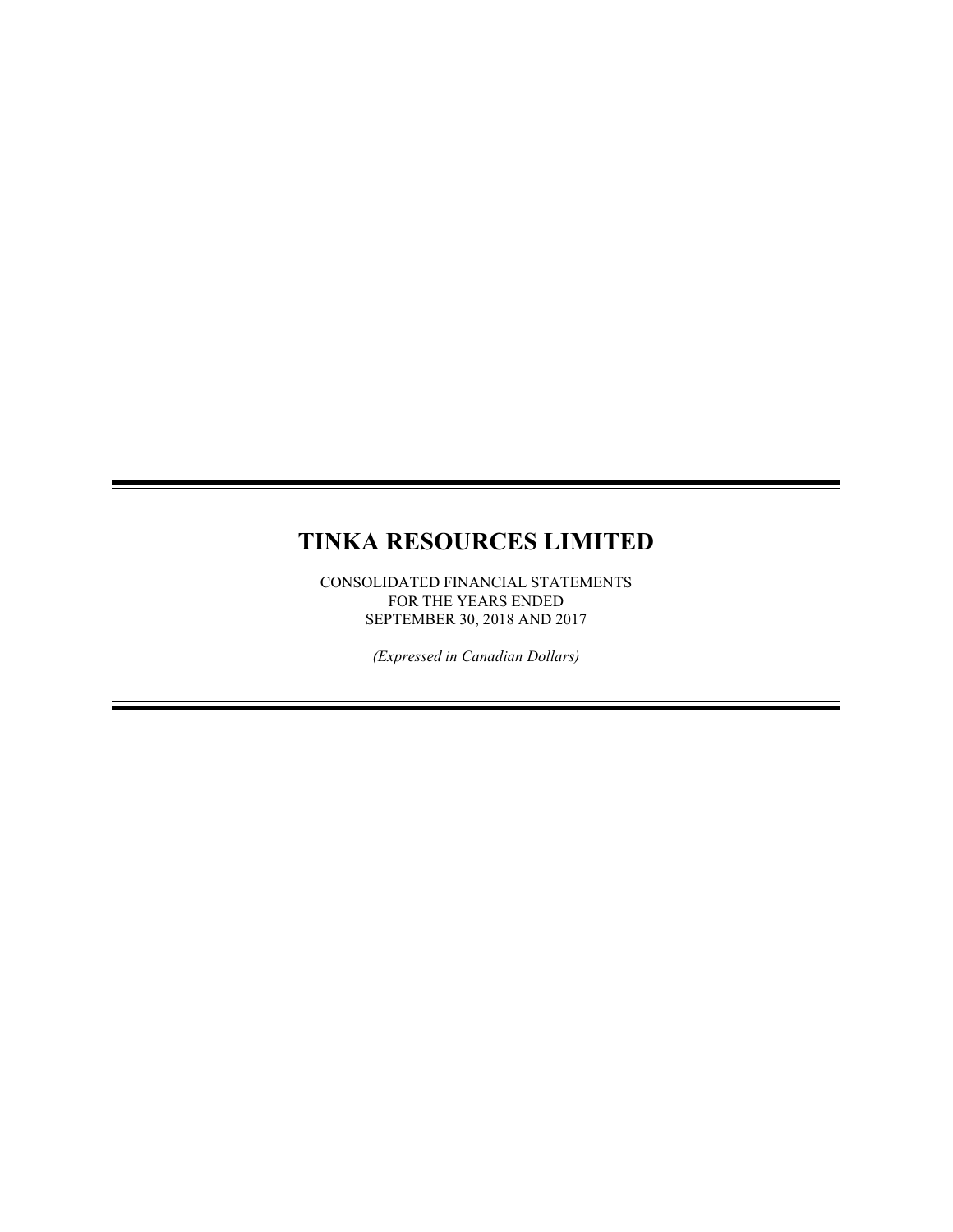# TINKA RESOURCES LIMITED

CONSOLIDATED FINANCIAL STATEMENTS
FOR THE YEARS ENDED
SEPTEMBER 30, 2018 AND 2017

*(Expressed in Canadian Dollars)*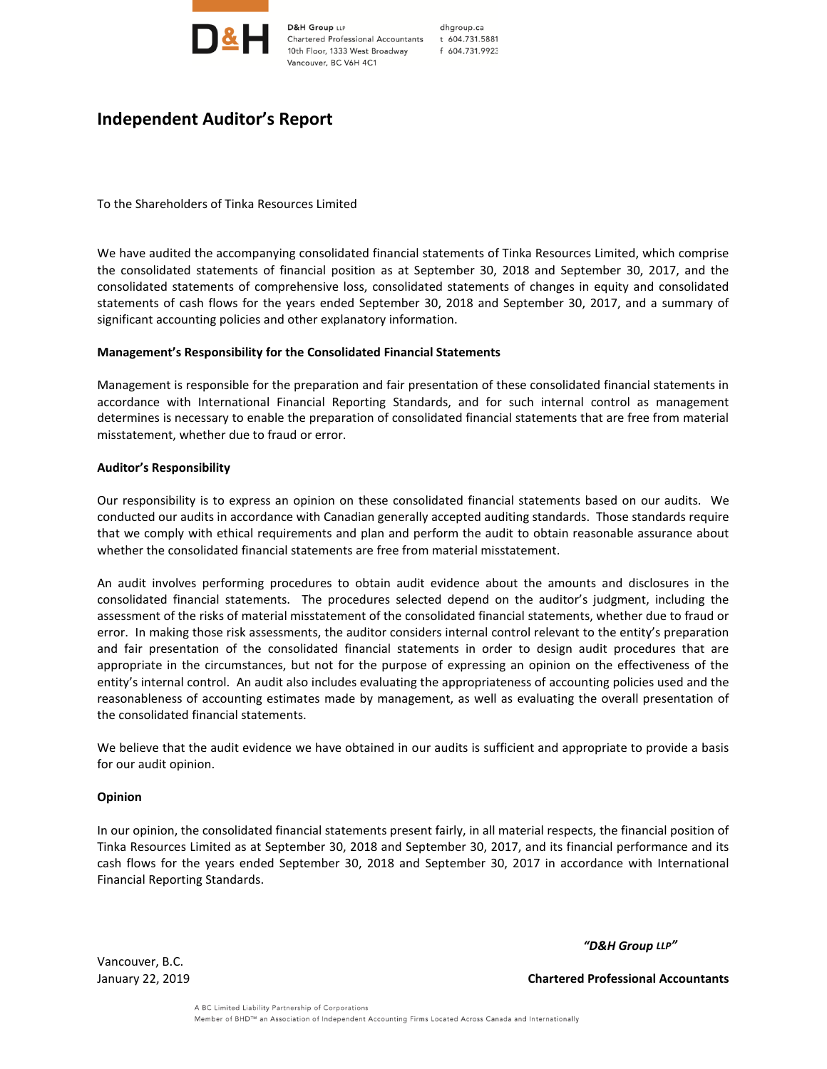D&H Group LLP
Chartered Professional Accountants
10th Floor, 1333 West Broadway
Vancouver, BC V6H 4C1

dhgroup.ca
t 604.731.5881
f 604.731.9923

# Independent Auditor's Report

To the Shareholders of Tinka Resources Limited

We have audited the accompanying consolidated financial statements of Tinka Resources Limited, which comprise the consolidated statements of financial position as at September 30, 2018 and September 30, 2017, and the consolidated statements of comprehensive loss, consolidated statements of changes in equity and consolidated statements of cash flows for the years ended September 30, 2018 and September 30, 2017, and a summary of significant accounting policies and other explanatory information.

**Management's Responsibility for the Consolidated Financial Statements**

Management is responsible for the preparation and fair presentation of these consolidated financial statements in accordance with International Financial Reporting Standards, and for such internal control as management determines is necessary to enable the preparation of consolidated financial statements that are free from material misstatement, whether due to fraud or error.

**Auditor's Responsibility**

Our responsibility is to express an opinion on these consolidated financial statements based on our audits. We conducted our audits in accordance with Canadian generally accepted auditing standards. Those standards require that we comply with ethical requirements and plan and perform the audit to obtain reasonable assurance about whether the consolidated financial statements are free from material misstatement.

An audit involves performing procedures to obtain audit evidence about the amounts and disclosures in the consolidated financial statements. The procedures selected depend on the auditor's judgment, including the assessment of the risks of material misstatement of the consolidated financial statements, whether due to fraud or error. In making those risk assessments, the auditor considers internal control relevant to the entity's preparation and fair presentation of the consolidated financial statements in order to design audit procedures that are appropriate in the circumstances, but not for the purpose of expressing an opinion on the effectiveness of the entity's internal control. An audit also includes evaluating the appropriateness of accounting policies used and the reasonableness of accounting estimates made by management, as well as evaluating the overall presentation of the consolidated financial statements.

We believe that the audit evidence we have obtained in our audits is sufficient and appropriate to provide a basis for our audit opinion.

**Opinion**

In our opinion, the consolidated financial statements present fairly, in all material respects, the financial position of Tinka Resources Limited as at September 30, 2018 and September 30, 2017, and its financial performance and its cash flows for the years ended September 30, 2018 and September 30, 2017 in accordance with International Financial Reporting Standards.

***"D&H Group LLP"***

Vancouver, B.C.
January 22, 2019

**Chartered Professional Accountants**

A BC Limited Liability Partnership of Corporations
Member of BHD™ an Association of Independent Accounting Firms Located Across Canada and Internationally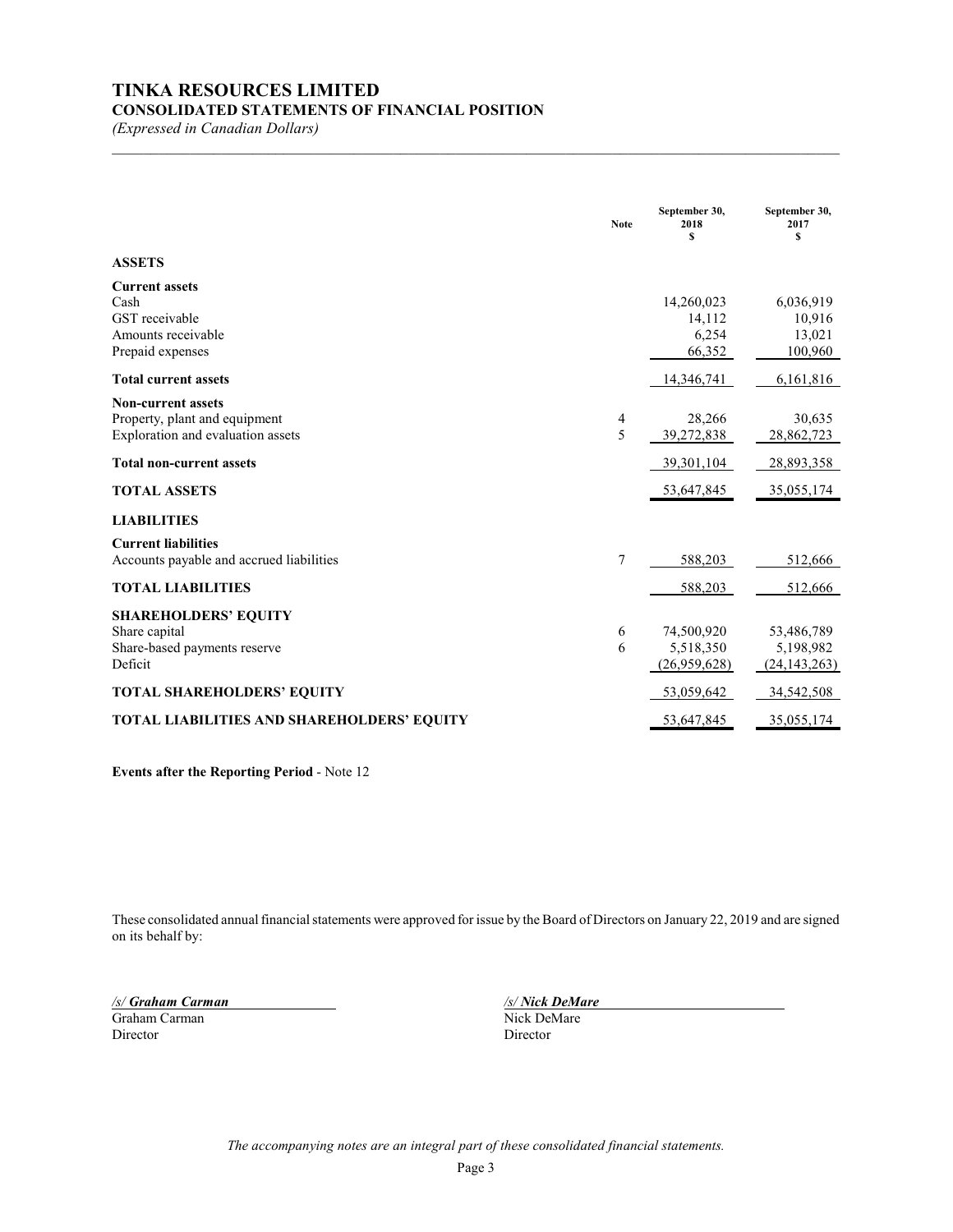# TINKA RESOURCES LIMITED
## CONSOLIDATED STATEMENTS OF FINANCIAL POSITION
*(Expressed in Canadian Dollars)*

| | Note | September 30, 2018 $ | September 30, 2017 $ |
|---|---|---|---|
| **ASSETS** | | | |
| **Current assets** | | | |
| Cash | | 14,260,023 | 6,036,919 |
| GST receivable | | 14,112 | 10,916 |
| Amounts receivable | | 6,254 | 13,021 |
| Prepaid expenses | | 66,352 | 100,960 |
| **Total current assets** | | 14,346,741 | 6,161,816 |
| **Non-current assets** | | | |
| Property, plant and equipment | 4 | 28,266 | 30,635 |
| Exploration and evaluation assets | 5 | 39,272,838 | 28,862,723 |
| **Total non-current assets** | | 39,301,104 | 28,893,358 |
| **TOTAL ASSETS** | | 53,647,845 | 35,055,174 |
| **LIABILITIES** | | | |
| **Current liabilities** | | | |
| Accounts payable and accrued liabilities | 7 | 588,203 | 512,666 |
| **TOTAL LIABILITIES** | | 588,203 | 512,666 |
| **SHAREHOLDERS' EQUITY** | | | |
| Share capital | 6 | 74,500,920 | 53,486,789 |
| Share-based payments reserve | 6 | 5,518,350 | 5,198,982 |
| Deficit | | (26,959,628) | (24,143,263) |
| **TOTAL SHAREHOLDERS' EQUITY** | | 53,059,642 | 34,542,508 |
| **TOTAL LIABILITIES AND SHAREHOLDERS' EQUITY** | | 53,647,845 | 35,055,174 |

**Events after the Reporting Period** - Note 12

These consolidated annual financial statements were approved for issue by the Board of Directors on January 22, 2019 and are signed on its behalf by:

*/s/ Graham Carman*
Graham Carman
Director

*/s/ Nick DeMare*
Nick DeMare
Director

*The accompanying notes are an integral part of these consolidated financial statements.*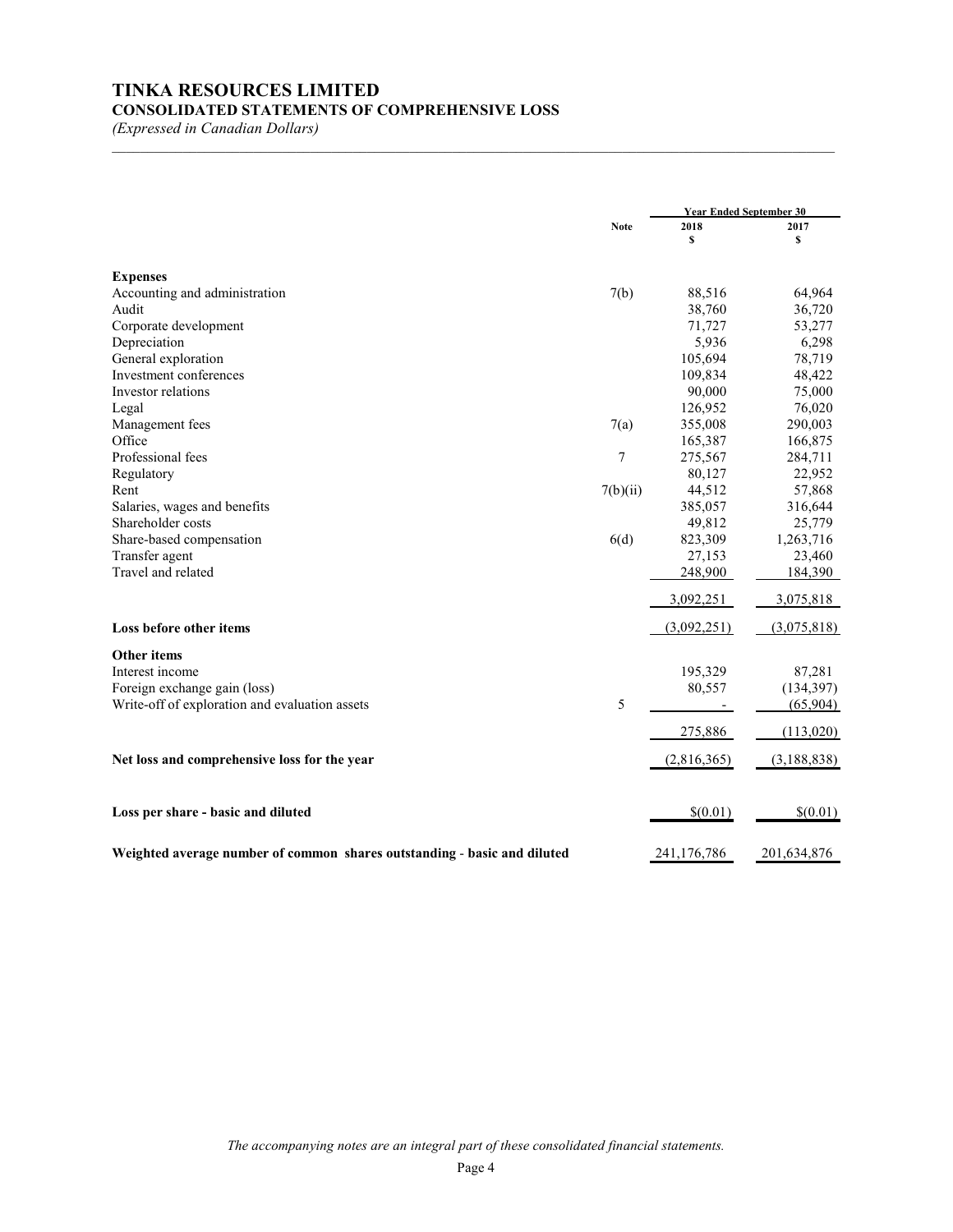# TINKA RESOURCES LIMITED

## CONSOLIDATED STATEMENTS OF COMPREHENSIVE LOSS

*(Expressed in Canadian Dollars)*

| | Note | Year Ended September 30 2018 $ | 2017 $ |
|---|---|---|---|
| **Expenses** | | | |
| Accounting and administration | 7(b) | 88,516 | 64,964 |
| Audit | | 38,760 | 36,720 |
| Corporate development | | 71,727 | 53,277 |
| Depreciation | | 5,936 | 6,298 |
| General exploration | | 105,694 | 78,719 |
| Investment conferences | | 109,834 | 48,422 |
| Investor relations | | 90,000 | 75,000 |
| Legal | | 126,952 | 76,020 |
| Management fees | 7(a) | 355,008 | 290,003 |
| Office | | 165,387 | 166,875 |
| Professional fees | 7 | 275,567 | 284,711 |
| Regulatory | | 80,127 | 22,952 |
| Rent | 7(b)(ii) | 44,512 | 57,868 |
| Salaries, wages and benefits | | 385,057 | 316,644 |
| Shareholder costs | | 49,812 | 25,779 |
| Share-based compensation | 6(d) | 823,309 | 1,263,716 |
| Transfer agent | | 27,153 | 23,460 |
| Travel and related | | 248,900 | 184,390 |
| | | 3,092,251 | 3,075,818 |
| **Loss before other items** | | (3,092,251) | (3,075,818) |
| **Other items** | | | |
| Interest income | | 195,329 | 87,281 |
| Foreign exchange gain (loss) | | 80,557 | (134,397) |
| Write-off of exploration and evaluation assets | 5 | - | (65,904) |
| | | 275,886 | (113,020) |
| **Net loss and comprehensive loss for the year** | | (2,816,365) | (3,188,838) |
| **Loss per share - basic and diluted** | | $(0.01) | $(0.01) |
| **Weighted average number of common shares outstanding - basic and diluted** | | 241,176,786 | 201,634,876 |

*The accompanying notes are an integral part of these consolidated financial statements.*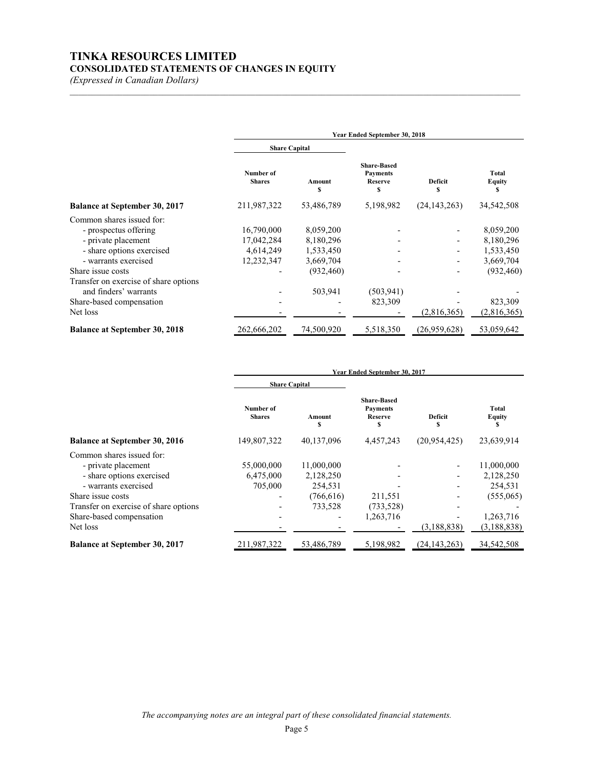# TINKA RESOURCES LIMITED

## CONSOLIDATED STATEMENTS OF CHANGES IN EQUITY

*(Expressed in Canadian Dollars)*

| | Year Ended September 30, 2018 | | | | |
|---|---|---|---|---|---|
| | Share Capital | | | | |
| | Number of Shares | Amount $ | Share-Based Payments Reserve $ | Deficit $ | Total Equity $ |
| **Balance at September 30, 2017** | 211,987,322 | 53,486,789 | 5,198,982 | (24,143,263) | 34,542,508 |
| Common shares issued for: | | | | | |
| - prospectus offering | 16,790,000 | 8,059,200 | - | - | 8,059,200 |
| - private placement | 17,042,284 | 8,180,296 | - | - | 8,180,296 |
| - share options exercised | 4,614,249 | 1,533,450 | - | - | 1,533,450 |
| - warrants exercised | 12,232,347 | 3,669,704 | - | - | 3,669,704 |
| Share issue costs | - | (932,460) | - | - | (932,460) |
| Transfer on exercise of share options and finders' warrants | - | 503,941 | (503,941) | - | - |
| Share-based compensation | - | - | 823,309 | - | 823,309 |
| Net loss | - | - | - | (2,816,365) | (2,816,365) |
| **Balance at September 30, 2018** | 262,666,202 | 74,500,920 | 5,518,350 | (26,959,628) | 53,059,642 |

| | Year Ended September 30, 2017 | | | | |
|---|---|---|---|---|---|
| | Share Capital | | | | |
| | Number of Shares | Amount $ | Share-Based Payments Reserve $ | Deficit $ | Total Equity $ |
| **Balance at September 30, 2016** | 149,807,322 | 40,137,096 | 4,457,243 | (20,954,425) | 23,639,914 |
| Common shares issued for: | | | | | |
| - private placement | 55,000,000 | 11,000,000 | - | - | 11,000,000 |
| - share options exercised | 6,475,000 | 2,128,250 | - | - | 2,128,250 |
| - warrants exercised | 705,000 | 254,531 | - | - | 254,531 |
| Share issue costs | - | (766,616) | 211,551 | - | (555,065) |
| Transfer on exercise of share options | - | 733,528 | (733,528) | - | - |
| Share-based compensation | - | - | 1,263,716 | - | 1,263,716 |
| Net loss | - | - | - | (3,188,838) | (3,188,838) |
| **Balance at September 30, 2017** | 211,987,322 | 53,486,789 | 5,198,982 | (24,143,263) | 34,542,508 |

*The accompanying notes are an integral part of these consolidated financial statements.*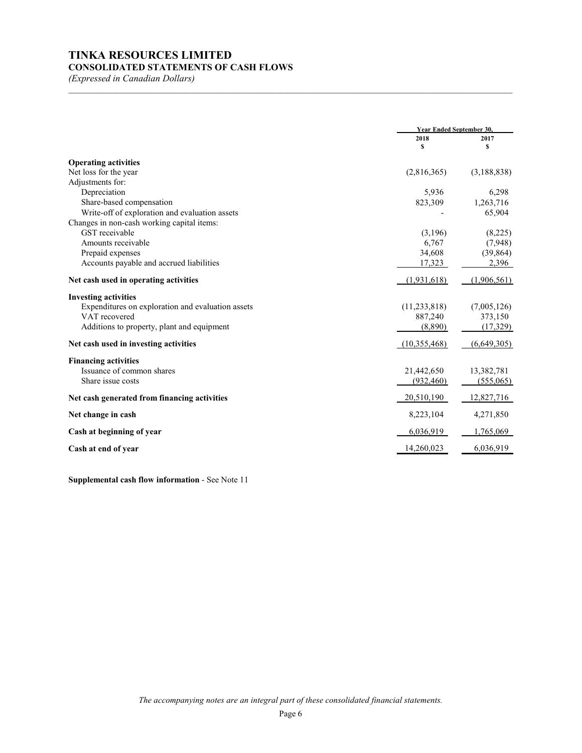# TINKA RESOURCES LIMITED

## CONSOLIDATED STATEMENTS OF CASH FLOWS

*(Expressed in Canadian Dollars)*

| | Year Ended September 30, | |
|---|---|---|
| | 2018 | 2017 |
| | $ | $ |
| **Operating activities** | | |
| Net loss for the year | (2,816,365) | (3,188,838) |
| Adjustments for: | | |
| Depreciation | 5,936 | 6,298 |
| Share-based compensation | 823,309 | 1,263,716 |
| Write-off of exploration and evaluation assets | - | 65,904 |
| Changes in non-cash working capital items: | | |
| GST receivable | (3,196) | (8,225) |
| Amounts receivable | 6,767 | (7,948) |
| Prepaid expenses | 34,608 | (39,864) |
| Accounts payable and accrued liabilities | 17,323 | 2,396 |
| **Net cash used in operating activities** | (1,931,618) | (1,906,561) |
| **Investing activities** | | |
| Expenditures on exploration and evaluation assets | (11,233,818) | (7,005,126) |
| VAT recovered | 887,240 | 373,150 |
| Additions to property, plant and equipment | (8,890) | (17,329) |
| **Net cash used in investing activities** | (10,355,468) | (6,649,305) |
| **Financing activities** | | |
| Issuance of common shares | 21,442,650 | 13,382,781 |
| Share issue costs | (932,460) | (555,065) |
| **Net cash generated from financing activities** | 20,510,190 | 12,827,716 |
| **Net change in cash** | 8,223,104 | 4,271,850 |
| **Cash at beginning of year** | 6,036,919 | 1,765,069 |
| **Cash at end of year** | 14,260,023 | 6,036,919 |

**Supplemental cash flow information** - See Note 11

*The accompanying notes are an integral part of these consolidated financial statements.*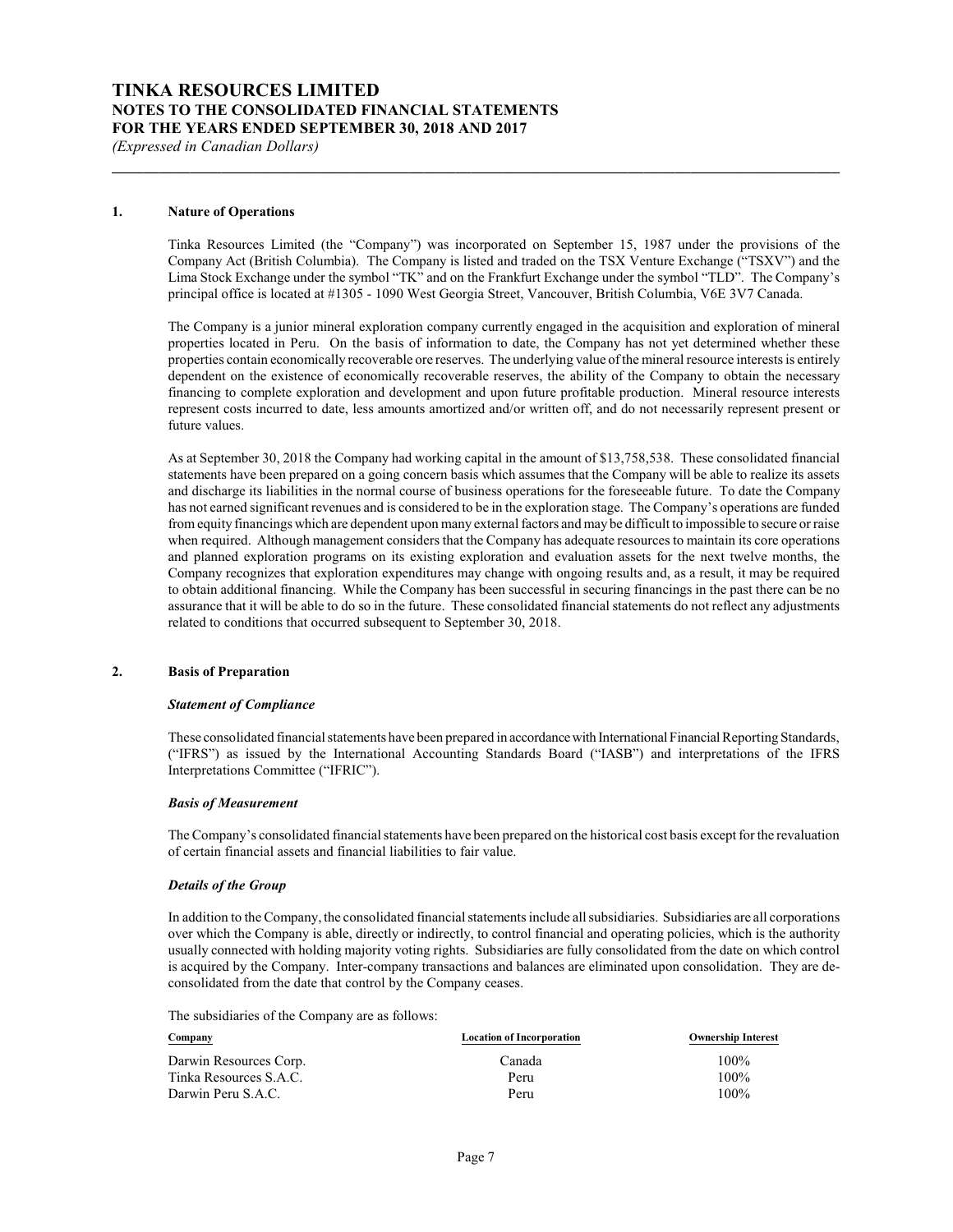# TINKA RESOURCES LIMITED
## NOTES TO THE CONSOLIDATED FINANCIAL STATEMENTS
## FOR THE YEARS ENDED SEPTEMBER 30, 2018 AND 2017
*(Expressed in Canadian Dollars)*

### 1. Nature of Operations

Tinka Resources Limited (the "Company") was incorporated on September 15, 1987 under the provisions of the Company Act (British Columbia). The Company is listed and traded on the TSX Venture Exchange ("TSXV") and the Lima Stock Exchange under the symbol "TK" and on the Frankfurt Exchange under the symbol "TLD". The Company's principal office is located at #1305 - 1090 West Georgia Street, Vancouver, British Columbia, V6E 3V7 Canada.

The Company is a junior mineral exploration company currently engaged in the acquisition and exploration of mineral properties located in Peru. On the basis of information to date, the Company has not yet determined whether these properties contain economically recoverable ore reserves. The underlying value of the mineral resource interests is entirely dependent on the existence of economically recoverable reserves, the ability of the Company to obtain the necessary financing to complete exploration and development and upon future profitable production. Mineral resource interests represent costs incurred to date, less amounts amortized and/or written off, and do not necessarily represent present or future values.

As at September 30, 2018 the Company had working capital in the amount of $13,758,538. These consolidated financial statements have been prepared on a going concern basis which assumes that the Company will be able to realize its assets and discharge its liabilities in the normal course of business operations for the foreseeable future. To date the Company has not earned significant revenues and is considered to be in the exploration stage. The Company's operations are funded from equity financings which are dependent upon many external factors and may be difficult to impossible to secure or raise when required. Although management considers that the Company has adequate resources to maintain its core operations and planned exploration programs on its existing exploration and evaluation assets for the next twelve months, the Company recognizes that exploration expenditures may change with ongoing results and, as a result, it may be required to obtain additional financing. While the Company has been successful in securing financings in the past there can be no assurance that it will be able to do so in the future. These consolidated financial statements do not reflect any adjustments related to conditions that occurred subsequent to September 30, 2018.

### 2. Basis of Preparation

***Statement of Compliance***

These consolidated financial statements have been prepared in accordance with International Financial Reporting Standards, ("IFRS") as issued by the International Accounting Standards Board ("IASB") and interpretations of the IFRS Interpretations Committee ("IFRIC").

***Basis of Measurement***

The Company's consolidated financial statements have been prepared on the historical cost basis except for the revaluation of certain financial assets and financial liabilities to fair value.

***Details of the Group***

In addition to the Company, the consolidated financial statements include all subsidiaries. Subsidiaries are all corporations over which the Company is able, directly or indirectly, to control financial and operating policies, which is the authority usually connected with holding majority voting rights. Subsidiaries are fully consolidated from the date on which control is acquired by the Company. Inter-company transactions and balances are eliminated upon consolidation. They are de-consolidated from the date that control by the Company ceases.

The subsidiaries of the Company are as follows:

| Company | Location of Incorporation | Ownership Interest |
|---|---|---|
| Darwin Resources Corp. | Canada | 100% |
| Tinka Resources S.A.C. | Peru | 100% |
| Darwin Peru S.A.C. | Peru | 100% |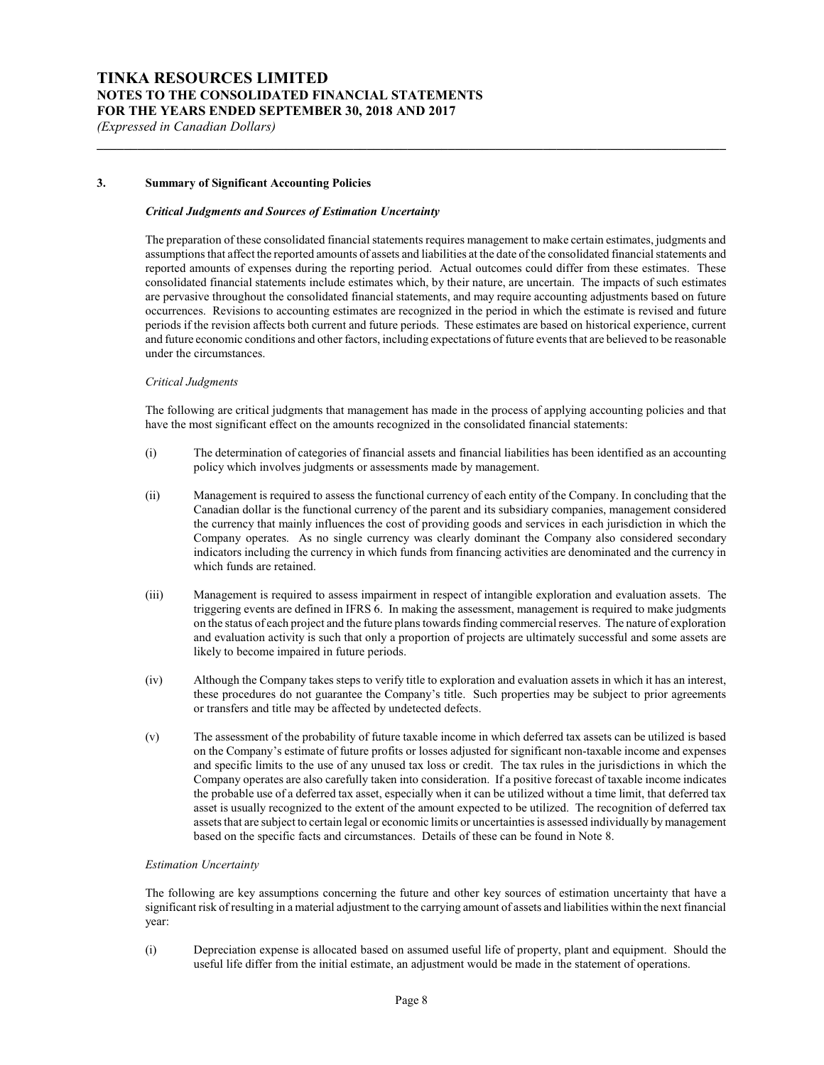## 3. Summary of Significant Accounting Policies

***Critical Judgments and Sources of Estimation Uncertainty***

The preparation of these consolidated financial statements requires management to make certain estimates, judgments and assumptions that affect the reported amounts of assets and liabilities at the date of the consolidated financial statements and reported amounts of expenses during the reporting period. Actual outcomes could differ from these estimates. These consolidated financial statements include estimates which, by their nature, are uncertain. The impacts of such estimates are pervasive throughout the consolidated financial statements, and may require accounting adjustments based on future occurrences. Revisions to accounting estimates are recognized in the period in which the estimate is revised and future periods if the revision affects both current and future periods. These estimates are based on historical experience, current and future economic conditions and other factors, including expectations of future events that are believed to be reasonable under the circumstances.

*Critical Judgments*

The following are critical judgments that management has made in the process of applying accounting policies and that have the most significant effect on the amounts recognized in the consolidated financial statements:

(i) The determination of categories of financial assets and financial liabilities has been identified as an accounting policy which involves judgments or assessments made by management.

(ii) Management is required to assess the functional currency of each entity of the Company. In concluding that the Canadian dollar is the functional currency of the parent and its subsidiary companies, management considered the currency that mainly influences the cost of providing goods and services in each jurisdiction in which the Company operates. As no single currency was clearly dominant the Company also considered secondary indicators including the currency in which funds from financing activities are denominated and the currency in which funds are retained.

(iii) Management is required to assess impairment in respect of intangible exploration and evaluation assets. The triggering events are defined in IFRS 6. In making the assessment, management is required to make judgments on the status of each project and the future plans towards finding commercial reserves. The nature of exploration and evaluation activity is such that only a proportion of projects are ultimately successful and some assets are likely to become impaired in future periods.

(iv) Although the Company takes steps to verify title to exploration and evaluation assets in which it has an interest, these procedures do not guarantee the Company's title. Such properties may be subject to prior agreements or transfers and title may be affected by undetected defects.

(v) The assessment of the probability of future taxable income in which deferred tax assets can be utilized is based on the Company's estimate of future profits or losses adjusted for significant non-taxable income and expenses and specific limits to the use of any unused tax loss or credit. The tax rules in the jurisdictions in which the Company operates are also carefully taken into consideration. If a positive forecast of taxable income indicates the probable use of a deferred tax asset, especially when it can be utilized without a time limit, that deferred tax asset is usually recognized to the extent of the amount expected to be utilized. The recognition of deferred tax assets that are subject to certain legal or economic limits or uncertainties is assessed individually by management based on the specific facts and circumstances. Details of these can be found in Note 8.

*Estimation Uncertainty*

The following are key assumptions concerning the future and other key sources of estimation uncertainty that have a significant risk of resulting in a material adjustment to the carrying amount of assets and liabilities within the next financial year:

(i) Depreciation expense is allocated based on assumed useful life of property, plant and equipment. Should the useful life differ from the initial estimate, an adjustment would be made in the statement of operations.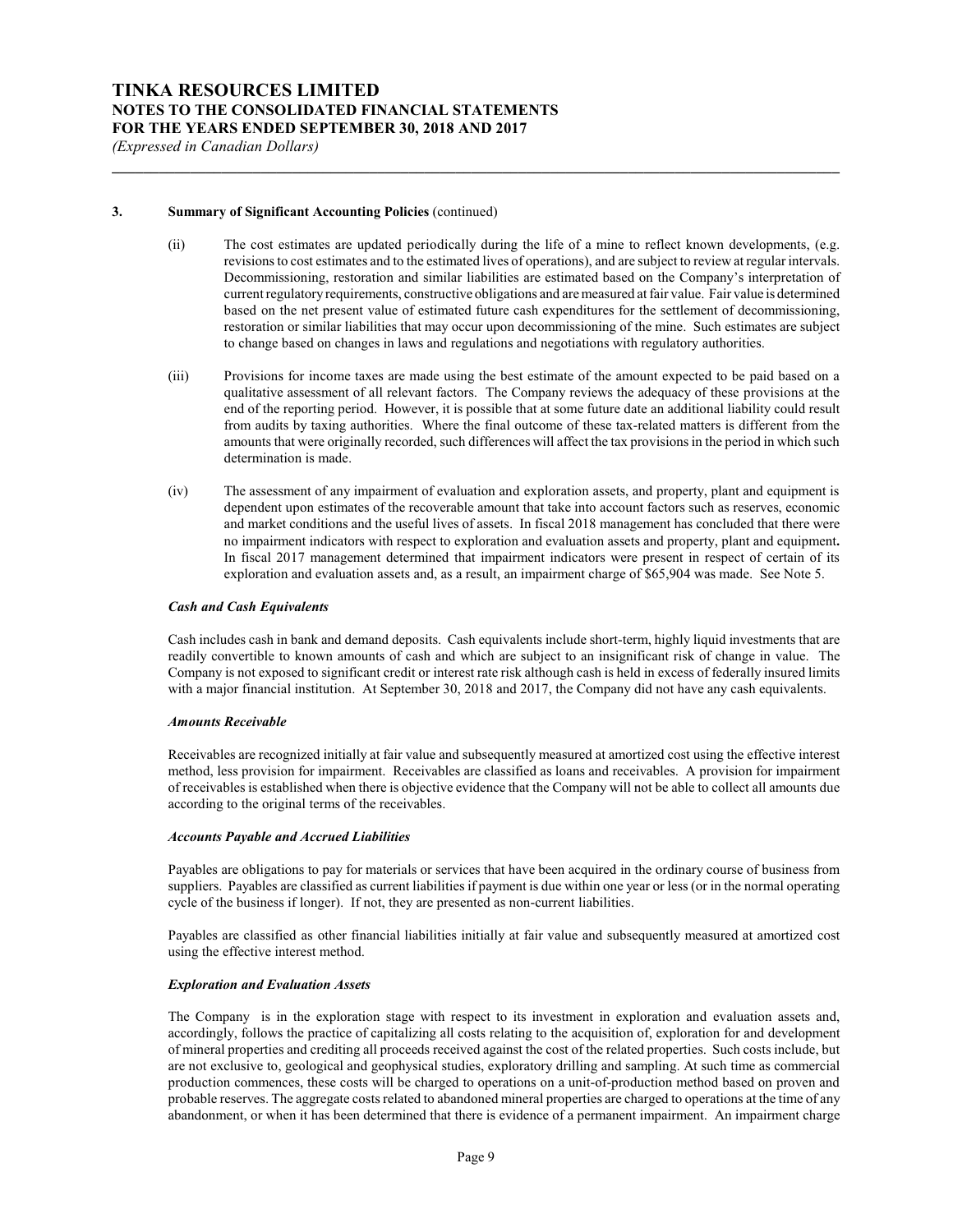## 3. Summary of Significant Accounting Policies (continued)

(ii) The cost estimates are updated periodically during the life of a mine to reflect known developments, (e.g. revisions to cost estimates and to the estimated lives of operations), and are subject to review at regular intervals. Decommissioning, restoration and similar liabilities are estimated based on the Company's interpretation of current regulatory requirements, constructive obligations and are measured at fair value. Fair value is determined based on the net present value of estimated future cash expenditures for the settlement of decommissioning, restoration or similar liabilities that may occur upon decommissioning of the mine. Such estimates are subject to change based on changes in laws and regulations and negotiations with regulatory authorities.

(iii) Provisions for income taxes are made using the best estimate of the amount expected to be paid based on a qualitative assessment of all relevant factors. The Company reviews the adequacy of these provisions at the end of the reporting period. However, it is possible that at some future date an additional liability could result from audits by taxing authorities. Where the final outcome of these tax-related matters is different from the amounts that were originally recorded, such differences will affect the tax provisions in the period in which such determination is made.

(iv) The assessment of any impairment of evaluation and exploration assets, and property, plant and equipment is dependent upon estimates of the recoverable amount that take into account factors such as reserves, economic and market conditions and the useful lives of assets. In fiscal 2018 management has concluded that there were no impairment indicators with respect to exploration and evaluation assets and property, plant and equipment**.** In fiscal 2017 management determined that impairment indicators were present in respect of certain of its exploration and evaluation assets and, as a result, an impairment charge of $65,904 was made. See Note 5.

***Cash and Cash Equivalents***

Cash includes cash in bank and demand deposits. Cash equivalents include short-term, highly liquid investments that are readily convertible to known amounts of cash and which are subject to an insignificant risk of change in value. The Company is not exposed to significant credit or interest rate risk although cash is held in excess of federally insured limits with a major financial institution. At September 30, 2018 and 2017, the Company did not have any cash equivalents.

***Amounts Receivable***

Receivables are recognized initially at fair value and subsequently measured at amortized cost using the effective interest method, less provision for impairment. Receivables are classified as loans and receivables. A provision for impairment of receivables is established when there is objective evidence that the Company will not be able to collect all amounts due according to the original terms of the receivables.

***Accounts Payable and Accrued Liabilities***

Payables are obligations to pay for materials or services that have been acquired in the ordinary course of business from suppliers. Payables are classified as current liabilities if payment is due within one year or less (or in the normal operating cycle of the business if longer). If not, they are presented as non-current liabilities.

Payables are classified as other financial liabilities initially at fair value and subsequently measured at amortized cost using the effective interest method.

***Exploration and Evaluation Assets***

The Company is in the exploration stage with respect to its investment in exploration and evaluation assets and, accordingly, follows the practice of capitalizing all costs relating to the acquisition of, exploration for and development of mineral properties and crediting all proceeds received against the cost of the related properties. Such costs include, but are not exclusive to, geological and geophysical studies, exploratory drilling and sampling. At such time as commercial production commences, these costs will be charged to operations on a unit-of-production method based on proven and probable reserves. The aggregate costs related to abandoned mineral properties are charged to operations at the time of any abandonment, or when it has been determined that there is evidence of a permanent impairment. An impairment charge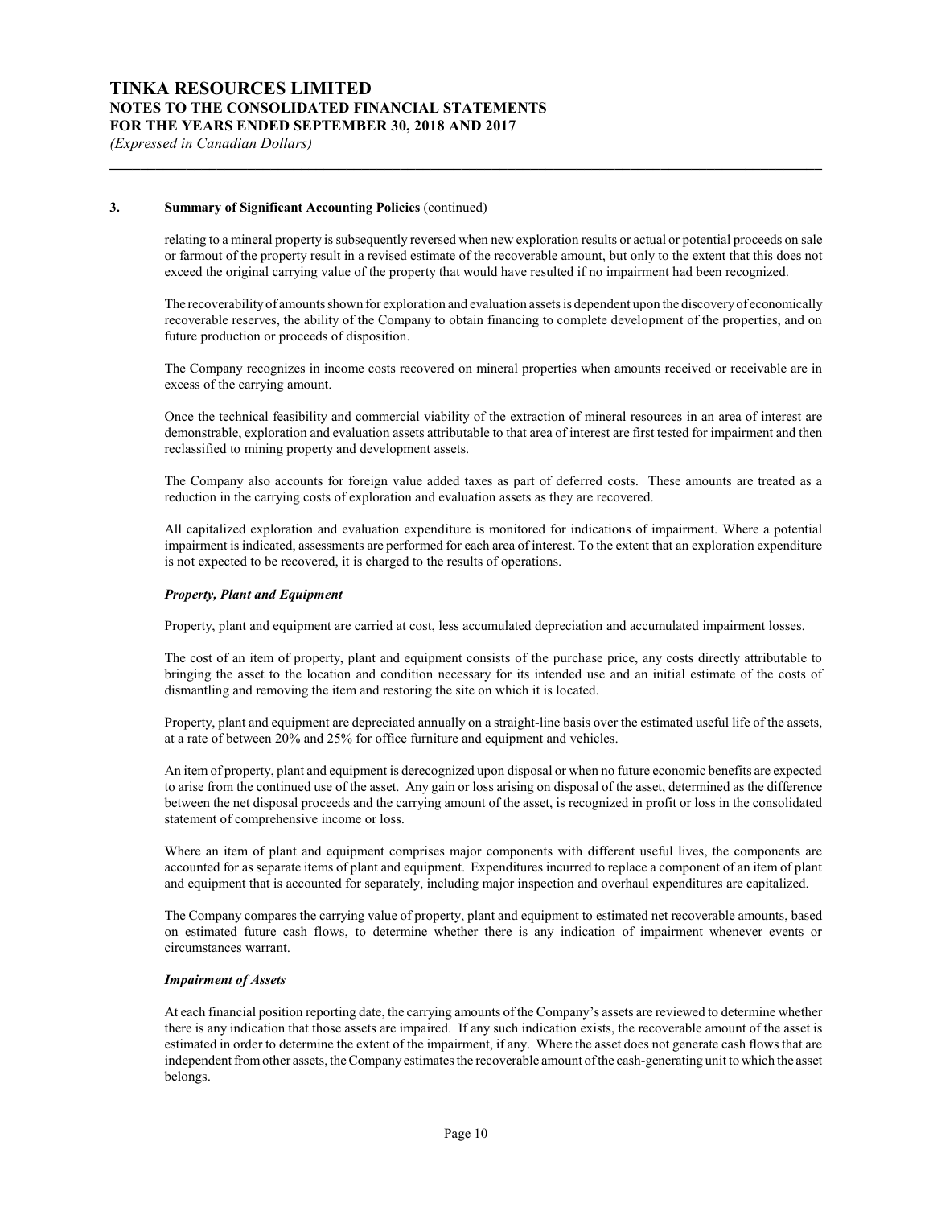## 3. Summary of Significant Accounting Policies (continued)

relating to a mineral property is subsequently reversed when new exploration results or actual or potential proceeds on sale or farmout of the property result in a revised estimate of the recoverable amount, but only to the extent that this does not exceed the original carrying value of the property that would have resulted if no impairment had been recognized.

The recoverability of amounts shown for exploration and evaluation assets is dependent upon the discovery of economically recoverable reserves, the ability of the Company to obtain financing to complete development of the properties, and on future production or proceeds of disposition.

The Company recognizes in income costs recovered on mineral properties when amounts received or receivable are in excess of the carrying amount.

Once the technical feasibility and commercial viability of the extraction of mineral resources in an area of interest are demonstrable, exploration and evaluation assets attributable to that area of interest are first tested for impairment and then reclassified to mining property and development assets.

The Company also accounts for foreign value added taxes as part of deferred costs. These amounts are treated as a reduction in the carrying costs of exploration and evaluation assets as they are recovered.

All capitalized exploration and evaluation expenditure is monitored for indications of impairment. Where a potential impairment is indicated, assessments are performed for each area of interest. To the extent that an exploration expenditure is not expected to be recovered, it is charged to the results of operations.

### *Property, Plant and Equipment*

Property, plant and equipment are carried at cost, less accumulated depreciation and accumulated impairment losses.

The cost of an item of property, plant and equipment consists of the purchase price, any costs directly attributable to bringing the asset to the location and condition necessary for its intended use and an initial estimate of the costs of dismantling and removing the item and restoring the site on which it is located.

Property, plant and equipment are depreciated annually on a straight-line basis over the estimated useful life of the assets, at a rate of between 20% and 25% for office furniture and equipment and vehicles.

An item of property, plant and equipment is derecognized upon disposal or when no future economic benefits are expected to arise from the continued use of the asset. Any gain or loss arising on disposal of the asset, determined as the difference between the net disposal proceeds and the carrying amount of the asset, is recognized in profit or loss in the consolidated statement of comprehensive income or loss.

Where an item of plant and equipment comprises major components with different useful lives, the components are accounted for as separate items of plant and equipment. Expenditures incurred to replace a component of an item of plant and equipment that is accounted for separately, including major inspection and overhaul expenditures are capitalized.

The Company compares the carrying value of property, plant and equipment to estimated net recoverable amounts, based on estimated future cash flows, to determine whether there is any indication of impairment whenever events or circumstances warrant.

### *Impairment of Assets*

At each financial position reporting date, the carrying amounts of the Company's assets are reviewed to determine whether there is any indication that those assets are impaired. If any such indication exists, the recoverable amount of the asset is estimated in order to determine the extent of the impairment, if any. Where the asset does not generate cash flows that are independent from other assets, the Company estimates the recoverable amount of the cash-generating unit to which the asset belongs.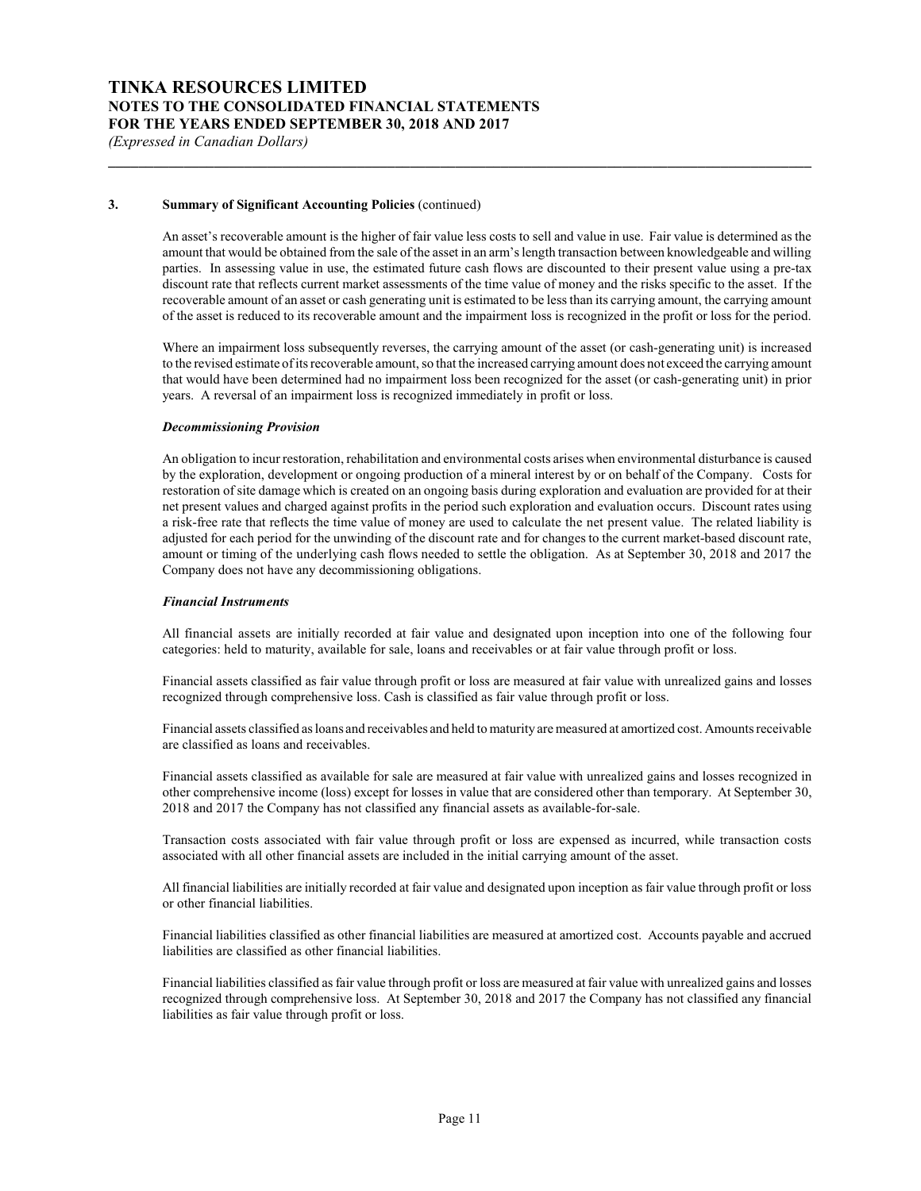### 3. Summary of Significant Accounting Policies (continued)

An asset's recoverable amount is the higher of fair value less costs to sell and value in use. Fair value is determined as the amount that would be obtained from the sale of the asset in an arm's length transaction between knowledgeable and willing parties. In assessing value in use, the estimated future cash flows are discounted to their present value using a pre-tax discount rate that reflects current market assessments of the time value of money and the risks specific to the asset. If the recoverable amount of an asset or cash generating unit is estimated to be less than its carrying amount, the carrying amount of the asset is reduced to its recoverable amount and the impairment loss is recognized in the profit or loss for the period.

Where an impairment loss subsequently reverses, the carrying amount of the asset (or cash-generating unit) is increased to the revised estimate of its recoverable amount, so that the increased carrying amount does not exceed the carrying amount that would have been determined had no impairment loss been recognized for the asset (or cash-generating unit) in prior years. A reversal of an impairment loss is recognized immediately in profit or loss.

***Decommissioning Provision***

An obligation to incur restoration, rehabilitation and environmental costs arises when environmental disturbance is caused by the exploration, development or ongoing production of a mineral interest by or on behalf of the Company. Costs for restoration of site damage which is created on an ongoing basis during exploration and evaluation are provided for at their net present values and charged against profits in the period such exploration and evaluation occurs. Discount rates using a risk-free rate that reflects the time value of money are used to calculate the net present value. The related liability is adjusted for each period for the unwinding of the discount rate and for changes to the current market-based discount rate, amount or timing of the underlying cash flows needed to settle the obligation. As at September 30, 2018 and 2017 the Company does not have any decommissioning obligations.

***Financial Instruments***

All financial assets are initially recorded at fair value and designated upon inception into one of the following four categories: held to maturity, available for sale, loans and receivables or at fair value through profit or loss.

Financial assets classified as fair value through profit or loss are measured at fair value with unrealized gains and losses recognized through comprehensive loss. Cash is classified as fair value through profit or loss.

Financial assets classified as loans and receivables and held to maturity are measured at amortized cost. Amounts receivable are classified as loans and receivables.

Financial assets classified as available for sale are measured at fair value with unrealized gains and losses recognized in other comprehensive income (loss) except for losses in value that are considered other than temporary. At September 30, 2018 and 2017 the Company has not classified any financial assets as available-for-sale.

Transaction costs associated with fair value through profit or loss are expensed as incurred, while transaction costs associated with all other financial assets are included in the initial carrying amount of the asset.

All financial liabilities are initially recorded at fair value and designated upon inception as fair value through profit or loss or other financial liabilities.

Financial liabilities classified as other financial liabilities are measured at amortized cost. Accounts payable and accrued liabilities are classified as other financial liabilities.

Financial liabilities classified as fair value through profit or loss are measured at fair value with unrealized gains and losses recognized through comprehensive loss. At September 30, 2018 and 2017 the Company has not classified any financial liabilities as fair value through profit or loss.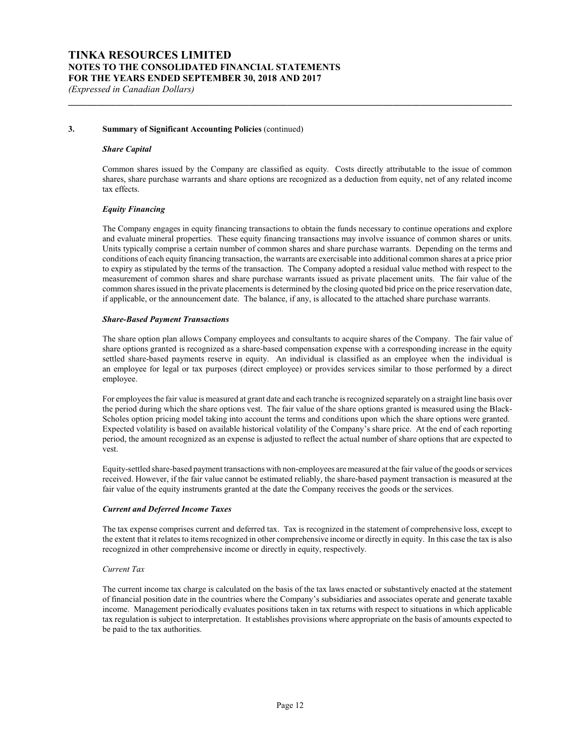### 3. Summary of Significant Accounting Policies (continued)

***Share Capital***

Common shares issued by the Company are classified as equity. Costs directly attributable to the issue of common shares, share purchase warrants and share options are recognized as a deduction from equity, net of any related income tax effects.

***Equity Financing***

The Company engages in equity financing transactions to obtain the funds necessary to continue operations and explore and evaluate mineral properties. These equity financing transactions may involve issuance of common shares or units. Units typically comprise a certain number of common shares and share purchase warrants. Depending on the terms and conditions of each equity financing transaction, the warrants are exercisable into additional common shares at a price prior to expiry as stipulated by the terms of the transaction. The Company adopted a residual value method with respect to the measurement of common shares and share purchase warrants issued as private placement units. The fair value of the common shares issued in the private placements is determined by the closing quoted bid price on the price reservation date, if applicable, or the announcement date. The balance, if any, is allocated to the attached share purchase warrants.

***Share-Based Payment Transactions***

The share option plan allows Company employees and consultants to acquire shares of the Company. The fair value of share options granted is recognized as a share-based compensation expense with a corresponding increase in the equity settled share-based payments reserve in equity. An individual is classified as an employee when the individual is an employee for legal or tax purposes (direct employee) or provides services similar to those performed by a direct employee.

For employees the fair value is measured at grant date and each tranche is recognized separately on a straight line basis over the period during which the share options vest. The fair value of the share options granted is measured using the Black-Scholes option pricing model taking into account the terms and conditions upon which the share options were granted. Expected volatility is based on available historical volatility of the Company's share price. At the end of each reporting period, the amount recognized as an expense is adjusted to reflect the actual number of share options that are expected to vest.

Equity-settled share-based payment transactions with non-employees are measured at the fair value of the goods or services received. However, if the fair value cannot be estimated reliably, the share-based payment transaction is measured at the fair value of the equity instruments granted at the date the Company receives the goods or the services.

***Current and Deferred Income Taxes***

The tax expense comprises current and deferred tax. Tax is recognized in the statement of comprehensive loss, except to the extent that it relates to items recognized in other comprehensive income or directly in equity. In this case the tax is also recognized in other comprehensive income or directly in equity, respectively.

*Current Tax*

The current income tax charge is calculated on the basis of the tax laws enacted or substantively enacted at the statement of financial position date in the countries where the Company's subsidiaries and associates operate and generate taxable income. Management periodically evaluates positions taken in tax returns with respect to situations in which applicable tax regulation is subject to interpretation. It establishes provisions where appropriate on the basis of amounts expected to be paid to the tax authorities.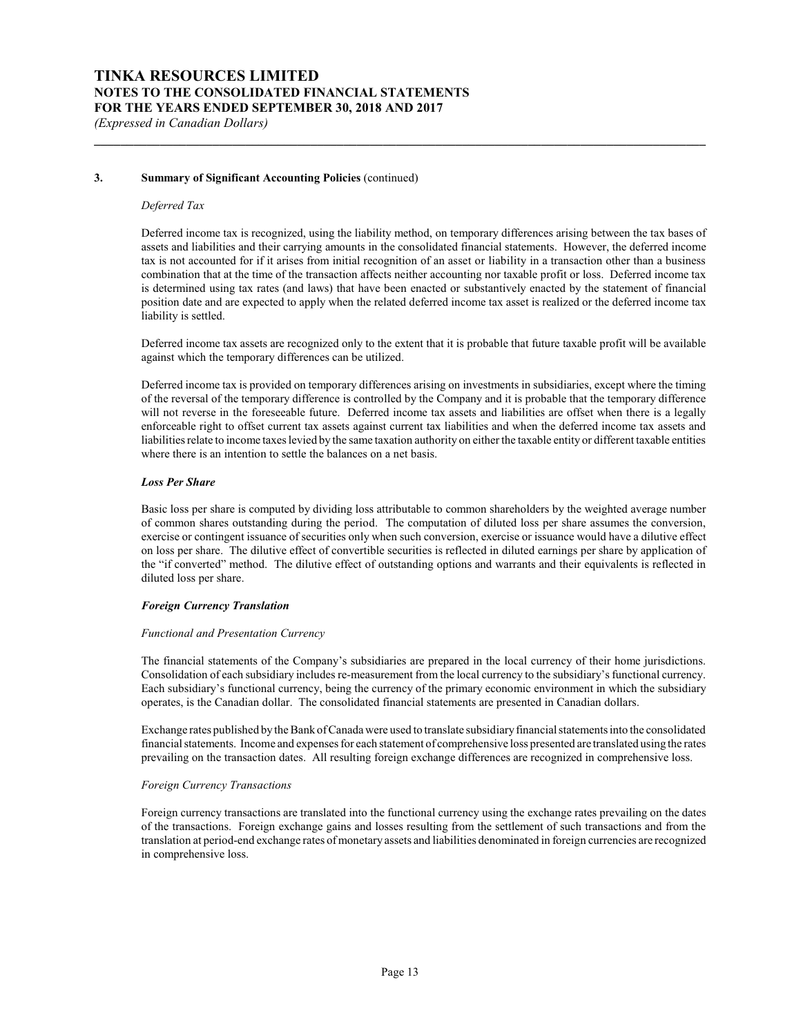### 3. Summary of Significant Accounting Policies (continued)

*Deferred Tax*

Deferred income tax is recognized, using the liability method, on temporary differences arising between the tax bases of assets and liabilities and their carrying amounts in the consolidated financial statements. However, the deferred income tax is not accounted for if it arises from initial recognition of an asset or liability in a transaction other than a business combination that at the time of the transaction affects neither accounting nor taxable profit or loss. Deferred income tax is determined using tax rates (and laws) that have been enacted or substantively enacted by the statement of financial position date and are expected to apply when the related deferred income tax asset is realized or the deferred income tax liability is settled.

Deferred income tax assets are recognized only to the extent that it is probable that future taxable profit will be available against which the temporary differences can be utilized.

Deferred income tax is provided on temporary differences arising on investments in subsidiaries, except where the timing of the reversal of the temporary difference is controlled by the Company and it is probable that the temporary difference will not reverse in the foreseeable future. Deferred income tax assets and liabilities are offset when there is a legally enforceable right to offset current tax assets against current tax liabilities and when the deferred income tax assets and liabilities relate to income taxes levied by the same taxation authority on either the taxable entity or different taxable entities where there is an intention to settle the balances on a net basis.

***Loss Per Share***

Basic loss per share is computed by dividing loss attributable to common shareholders by the weighted average number of common shares outstanding during the period. The computation of diluted loss per share assumes the conversion, exercise or contingent issuance of securities only when such conversion, exercise or issuance would have a dilutive effect on loss per share. The dilutive effect of convertible securities is reflected in diluted earnings per share by application of the "if converted" method. The dilutive effect of outstanding options and warrants and their equivalents is reflected in diluted loss per share.

***Foreign Currency Translation***

*Functional and Presentation Currency*

The financial statements of the Company's subsidiaries are prepared in the local currency of their home jurisdictions. Consolidation of each subsidiary includes re-measurement from the local currency to the subsidiary's functional currency. Each subsidiary's functional currency, being the currency of the primary economic environment in which the subsidiary operates, is the Canadian dollar. The consolidated financial statements are presented in Canadian dollars.

Exchange rates published by the Bank of Canada were used to translate subsidiary financial statements into the consolidated financial statements. Income and expenses for each statement of comprehensive loss presented are translated using the rates prevailing on the transaction dates. All resulting foreign exchange differences are recognized in comprehensive loss.

*Foreign Currency Transactions*

Foreign currency transactions are translated into the functional currency using the exchange rates prevailing on the dates of the transactions. Foreign exchange gains and losses resulting from the settlement of such transactions and from the translation at period-end exchange rates of monetary assets and liabilities denominated in foreign currencies are recognized in comprehensive loss.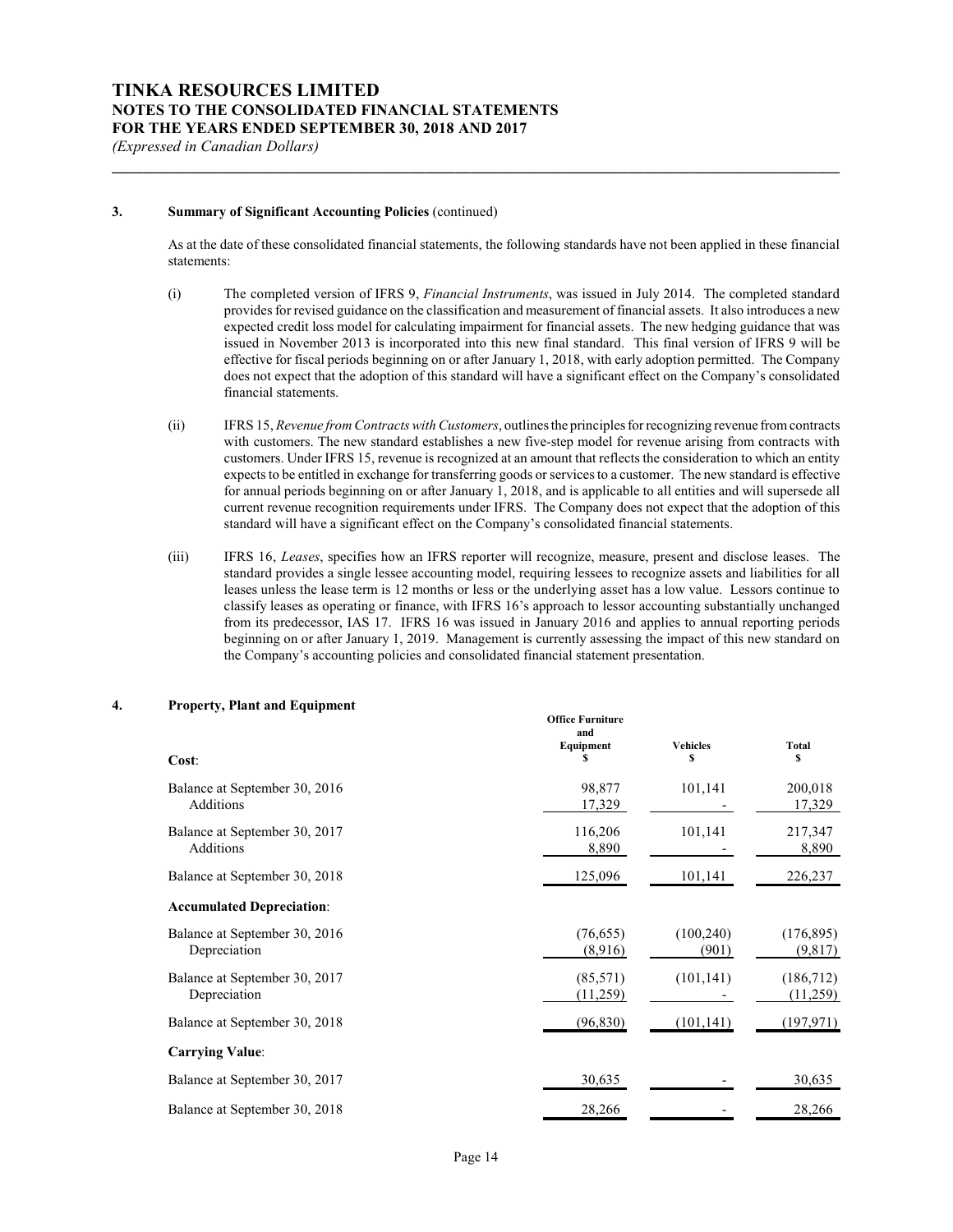### 3. Summary of Significant Accounting Policies (continued)

As at the date of these consolidated financial statements, the following standards have not been applied in these financial statements:

(i) The completed version of IFRS 9, *Financial Instruments*, was issued in July 2014. The completed standard provides for revised guidance on the classification and measurement of financial assets. It also introduces a new expected credit loss model for calculating impairment for financial assets. The new hedging guidance that was issued in November 2013 is incorporated into this new final standard. This final version of IFRS 9 will be effective for fiscal periods beginning on or after January 1, 2018, with early adoption permitted. The Company does not expect that the adoption of this standard will have a significant effect on the Company's consolidated financial statements.

(ii) IFRS 15, *Revenue from Contracts with Customers*, outlines the principles for recognizing revenue from contracts with customers. The new standard establishes a new five-step model for revenue arising from contracts with customers. Under IFRS 15, revenue is recognized at an amount that reflects the consideration to which an entity expects to be entitled in exchange for transferring goods or services to a customer. The new standard is effective for annual periods beginning on or after January 1, 2018, and is applicable to all entities and will supersede all current revenue recognition requirements under IFRS. The Company does not expect that the adoption of this standard will have a significant effect on the Company's consolidated financial statements.

(iii) IFRS 16, *Leases*, specifies how an IFRS reporter will recognize, measure, present and disclose leases. The standard provides a single lessee accounting model, requiring lessees to recognize assets and liabilities for all leases unless the lease term is 12 months or less or the underlying asset has a low value. Lessors continue to classify leases as operating or finance, with IFRS 16's approach to lessor accounting substantially unchanged from its predecessor, IAS 17. IFRS 16 was issued in January 2016 and applies to annual reporting periods beginning on or after January 1, 2019. Management is currently assessing the impact of this new standard on the Company's accounting policies and consolidated financial statement presentation.

### 4. Property, Plant and Equipment

| | Office Furniture and Equipment $ | Vehicles $ | Total $ |
|---|---|---|---|
| **Cost**: | | | |
| Balance at September 30, 2016 | 98,877 | 101,141 | 200,018 |
| Additions | 17,329 | - | 17,329 |
| Balance at September 30, 2017 | 116,206 | 101,141 | 217,347 |
| Additions | 8,890 | - | 8,890 |
| Balance at September 30, 2018 | 125,096 | 101,141 | 226,237 |
| **Accumulated Depreciation**: | | | |
| Balance at September 30, 2016 | (76,655) | (100,240) | (176,895) |
| Depreciation | (8,916) | (901) | (9,817) |
| Balance at September 30, 2017 | (85,571) | (101,141) | (186,712) |
| Depreciation | (11,259) | - | (11,259) |
| Balance at September 30, 2018 | (96,830) | (101,141) | (197,971) |
| **Carrying Value**: | | | |
| Balance at September 30, 2017 | 30,635 | - | 30,635 |
| Balance at September 30, 2018 | 28,266 | - | 28,266 |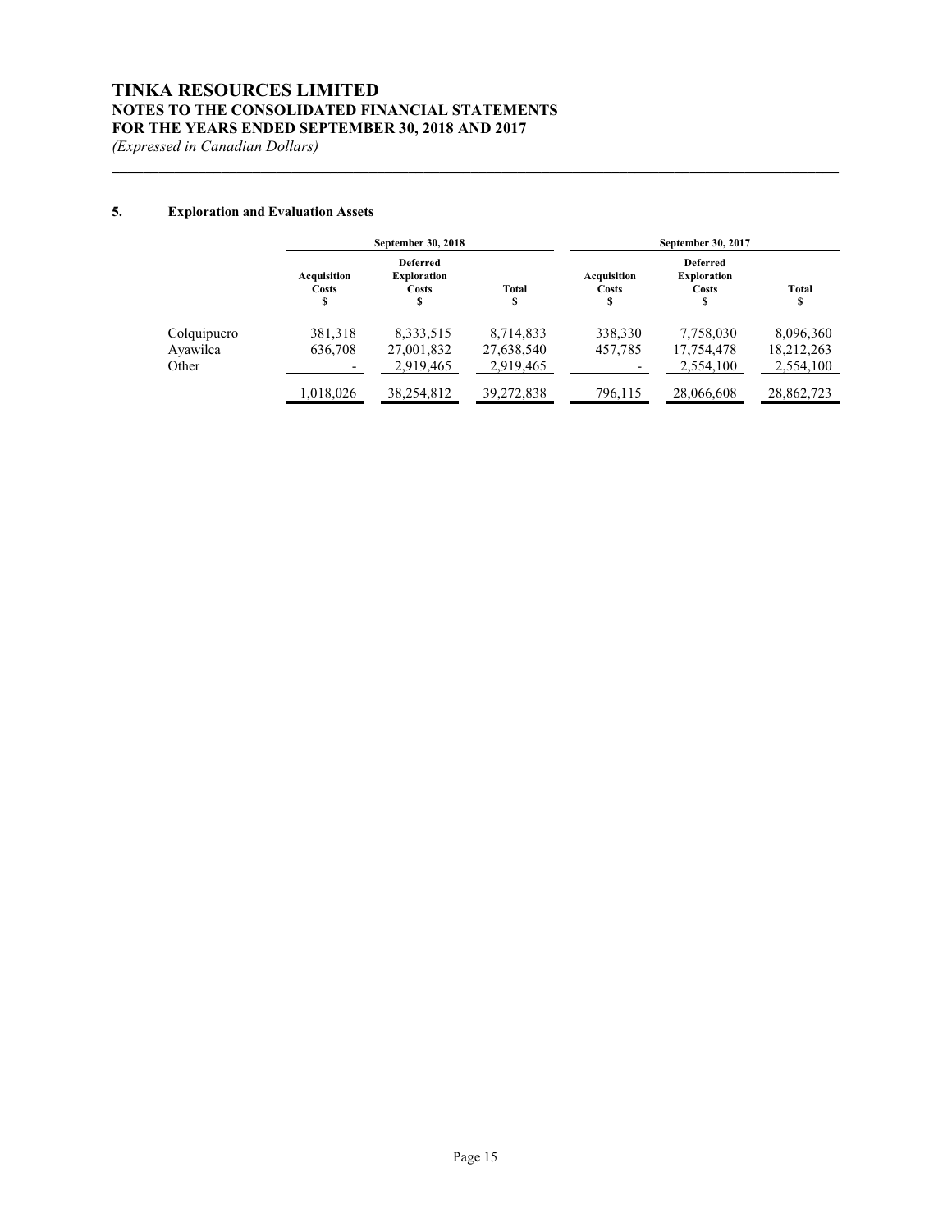# TINKA RESOURCES LIMITED
## NOTES TO THE CONSOLIDATED FINANCIAL STATEMENTS
## FOR THE YEARS ENDED SEPTEMBER 30, 2018 AND 2017
*(Expressed in Canadian Dollars)*

### 5. Exploration and Evaluation Assets

| | September 30, 2018 | | | September 30, 2017 | | |
|---|---|---|---|---|---|---|
| | Acquisition Costs $ | Deferred Exploration Costs $ | Total $ | Acquisition Costs $ | Deferred Exploration Costs $ | Total $ |
| Colquipucro | 381,318 | 8,333,515 | 8,714,833 | 338,330 | 7,758,030 | 8,096,360 |
| Ayawilca | 636,708 | 27,001,832 | 27,638,540 | 457,785 | 17,754,478 | 18,212,263 |
| Other | - | 2,919,465 | 2,919,465 | - | 2,554,100 | 2,554,100 |
| | 1,018,026 | 38,254,812 | 39,272,838 | 796,115 | 28,066,608 | 28,862,723 |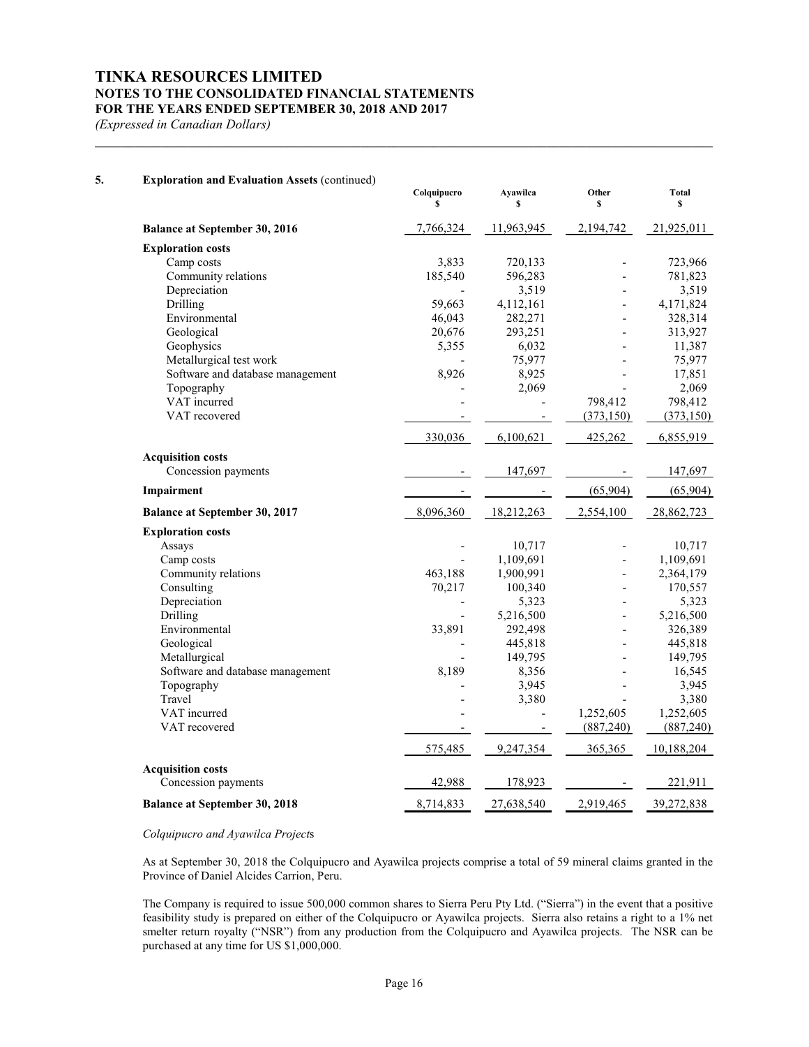# TINKA RESOURCES LIMITED
## NOTES TO THE CONSOLIDATED FINANCIAL STATEMENTS
## FOR THE YEARS ENDED SEPTEMBER 30, 2018 AND 2017
*(Expressed in Canadian Dollars)*

### 5. Exploration and Evaluation Assets (continued)

| | Colquipucro<br>$ | Ayawilca<br>$ | Other<br>$ | Total<br>$ |
|---|---|---|---|---|
| **Balance at September 30, 2016** | 7,766,324 | 11,963,945 | 2,194,742 | 21,925,011 |
| **Exploration costs** | | | | |
| Camp costs | 3,833 | 720,133 | - | 723,966 |
| Community relations | 185,540 | 596,283 | - | 781,823 |
| Depreciation | - | 3,519 | - | 3,519 |
| Drilling | 59,663 | 4,112,161 | - | 4,171,824 |
| Environmental | 46,043 | 282,271 | - | 328,314 |
| Geological | 20,676 | 293,251 | - | 313,927 |
| Geophysics | 5,355 | 6,032 | - | 11,387 |
| Metallurgical test work | - | 75,977 | - | 75,977 |
| Software and database management | 8,926 | 8,925 | - | 17,851 |
| Topography | - | 2,069 | - | 2,069 |
| VAT incurred | - | - | 798,412 | 798,412 |
| VAT recovered | - | - | (373,150) | (373,150) |
| | 330,036 | 6,100,621 | 425,262 | 6,855,919 |
| **Acquisition costs** | | | | |
| Concession payments | - | 147,697 | - | 147,697 |
| **Impairment** | - | - | (65,904) | (65,904) |
| **Balance at September 30, 2017** | 8,096,360 | 18,212,263 | 2,554,100 | 28,862,723 |
| **Exploration costs** | | | | |
| Assays | - | 10,717 | - | 10,717 |
| Camp costs | - | 1,109,691 | - | 1,109,691 |
| Community relations | 463,188 | 1,900,991 | - | 2,364,179 |
| Consulting | 70,217 | 100,340 | - | 170,557 |
| Depreciation | - | 5,323 | - | 5,323 |
| Drilling | - | 5,216,500 | - | 5,216,500 |
| Environmental | 33,891 | 292,498 | - | 326,389 |
| Geological | - | 445,818 | - | 445,818 |
| Metallurgical | - | 149,795 | - | 149,795 |
| Software and database management | 8,189 | 8,356 | - | 16,545 |
| Topography | - | 3,945 | - | 3,945 |
| Travel | - | 3,380 | - | 3,380 |
| VAT incurred | - | - | 1,252,605 | 1,252,605 |
| VAT recovered | - | - | (887,240) | (887,240) |
| | 575,485 | 9,247,354 | 365,365 | 10,188,204 |
| **Acquisition costs** | | | | |
| Concession payments | 42,988 | 178,923 | - | 221,911 |
| **Balance at September 30, 2018** | 8,714,833 | 27,638,540 | 2,919,465 | 39,272,838 |

*Colquipucro and Ayawilca Projects*

As at September 30, 2018 the Colquipucro and Ayawilca projects comprise a total of 59 mineral claims granted in the Province of Daniel Alcides Carrion, Peru.

The Company is required to issue 500,000 common shares to Sierra Peru Pty Ltd. ("Sierra") in the event that a positive feasibility study is prepared on either of the Colquipucro or Ayawilca projects. Sierra also retains a right to a 1% net smelter return royalty ("NSR") from any production from the Colquipucro and Ayawilca projects. The NSR can be purchased at any time for US $1,000,000.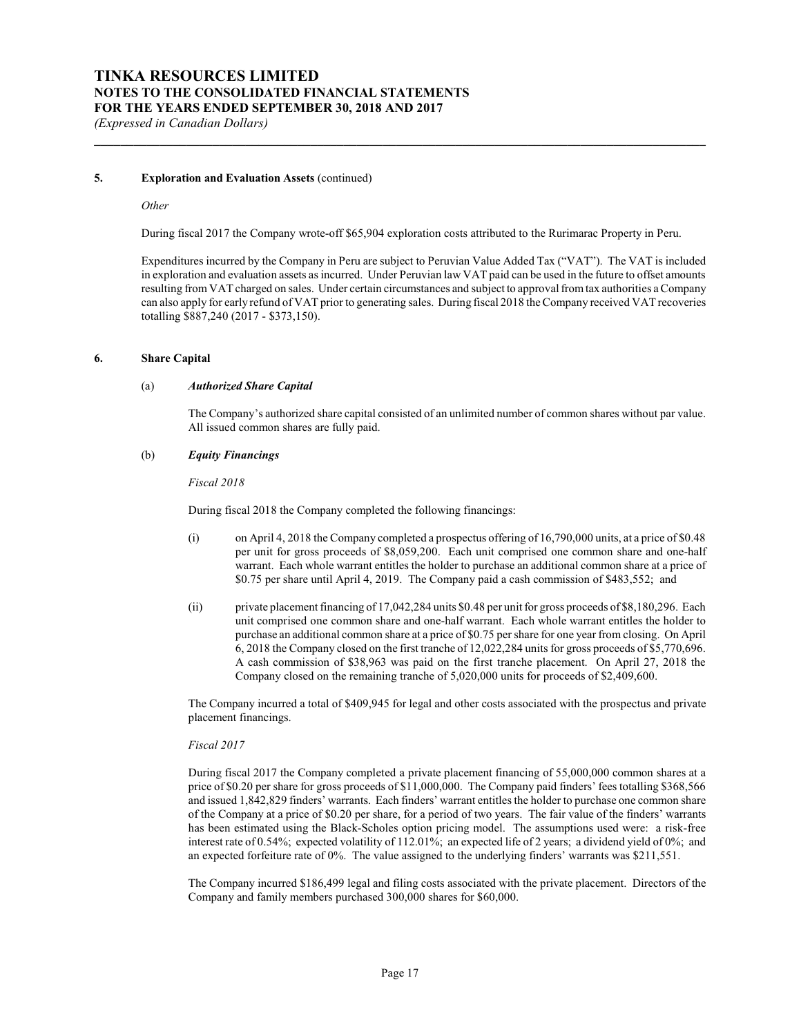### 5. Exploration and Evaluation Assets (continued)

*Other*

During fiscal 2017 the Company wrote-off $65,904 exploration costs attributed to the Rurimarac Property in Peru.

Expenditures incurred by the Company in Peru are subject to Peruvian Value Added Tax ("VAT"). The VAT is included in exploration and evaluation assets as incurred. Under Peruvian law VAT paid can be used in the future to offset amounts resulting from VAT charged on sales. Under certain circumstances and subject to approval from tax authorities a Company can also apply for early refund of VAT prior to generating sales. During fiscal 2018 the Company received VAT recoveries totalling $887,240 (2017 - $373,150).

### 6. Share Capital

(a) ***Authorized Share Capital***

The Company's authorized share capital consisted of an unlimited number of common shares without par value. All issued common shares are fully paid.

(b) ***Equity Financings***

*Fiscal 2018*

During fiscal 2018 the Company completed the following financings:

(i) on April 4, 2018 the Company completed a prospectus offering of 16,790,000 units, at a price of $0.48 per unit for gross proceeds of $8,059,200. Each unit comprised one common share and one-half warrant. Each whole warrant entitles the holder to purchase an additional common share at a price of $0.75 per share until April 4, 2019. The Company paid a cash commission of $483,552; and

(ii) private placement financing of 17,042,284 units $0.48 per unit for gross proceeds of $8,180,296. Each unit comprised one common share and one-half warrant. Each whole warrant entitles the holder to purchase an additional common share at a price of $0.75 per share for one year from closing. On April 6, 2018 the Company closed on the first tranche of 12,022,284 units for gross proceeds of $5,770,696. A cash commission of $38,963 was paid on the first tranche placement. On April 27, 2018 the Company closed on the remaining tranche of 5,020,000 units for proceeds of $2,409,600.

The Company incurred a total of $409,945 for legal and other costs associated with the prospectus and private placement financings.

*Fiscal 2017*

During fiscal 2017 the Company completed a private placement financing of 55,000,000 common shares at a price of $0.20 per share for gross proceeds of $11,000,000. The Company paid finders' fees totalling $368,566 and issued 1,842,829 finders' warrants. Each finders' warrant entitles the holder to purchase one common share of the Company at a price of $0.20 per share, for a period of two years. The fair value of the finders' warrants has been estimated using the Black-Scholes option pricing model. The assumptions used were: a risk-free interest rate of 0.54%; expected volatility of 112.01%; an expected life of 2 years; a dividend yield of 0%; and an expected forfeiture rate of 0%. The value assigned to the underlying finders' warrants was $211,551.

The Company incurred $186,499 legal and filing costs associated with the private placement. Directors of the Company and family members purchased 300,000 shares for $60,000.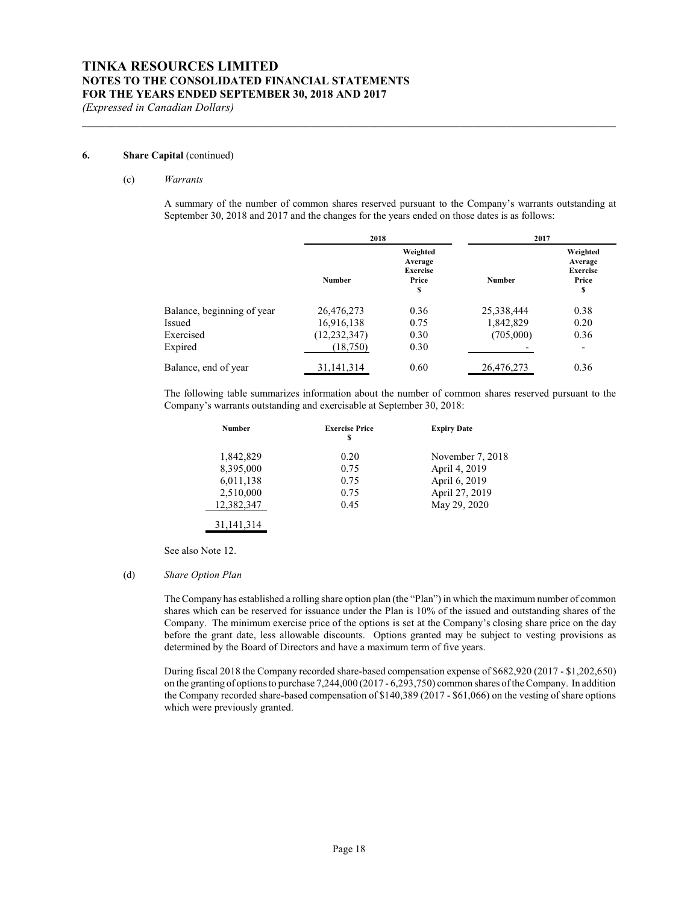### 6. Share Capital (continued)

#### (c) *Warrants*

A summary of the number of common shares reserved pursuant to the Company's warrants outstanding at September 30, 2018 and 2017 and the changes for the years ended on those dates is as follows:

| | 2018 | | 2017 | |
|---|---|---|---|---|
| | Number | Weighted Average Exercise Price $ | Number | Weighted Average Exercise Price $ |
| Balance, beginning of year | 26,476,273 | 0.36 | 25,338,444 | 0.38 |
| Issued | 16,916,138 | 0.75 | 1,842,829 | 0.20 |
| Exercised | (12,232,347) | 0.30 | (705,000) | 0.36 |
| Expired | (18,750) | 0.30 | - | - |
| Balance, end of year | 31,141,314 | 0.60 | 26,476,273 | 0.36 |

The following table summarizes information about the number of common shares reserved pursuant to the Company's warrants outstanding and exercisable at September 30, 2018:

| Number | Exercise Price $ | Expiry Date |
|---|---|---|
| 1,842,829 | 0.20 | November 7, 2018 |
| 8,395,000 | 0.75 | April 4, 2019 |
| 6,011,138 | 0.75 | April 6, 2019 |
| 2,510,000 | 0.75 | April 27, 2019 |
| 12,382,347 | 0.45 | May 29, 2020 |
| 31,141,314 | | |

See also Note 12.

#### (d) *Share Option Plan*

The Company has established a rolling share option plan (the "Plan") in which the maximum number of common shares which can be reserved for issuance under the Plan is 10% of the issued and outstanding shares of the Company. The minimum exercise price of the options is set at the Company's closing share price on the day before the grant date, less allowable discounts. Options granted may be subject to vesting provisions as determined by the Board of Directors and have a maximum term of five years.

During fiscal 2018 the Company recorded share-based compensation expense of $682,920 (2017 - $1,202,650) on the granting of options to purchase 7,244,000 (2017 - 6,293,750) common shares of the Company. In addition the Company recorded share-based compensation of $140,389 (2017 - $61,066) on the vesting of share options which were previously granted.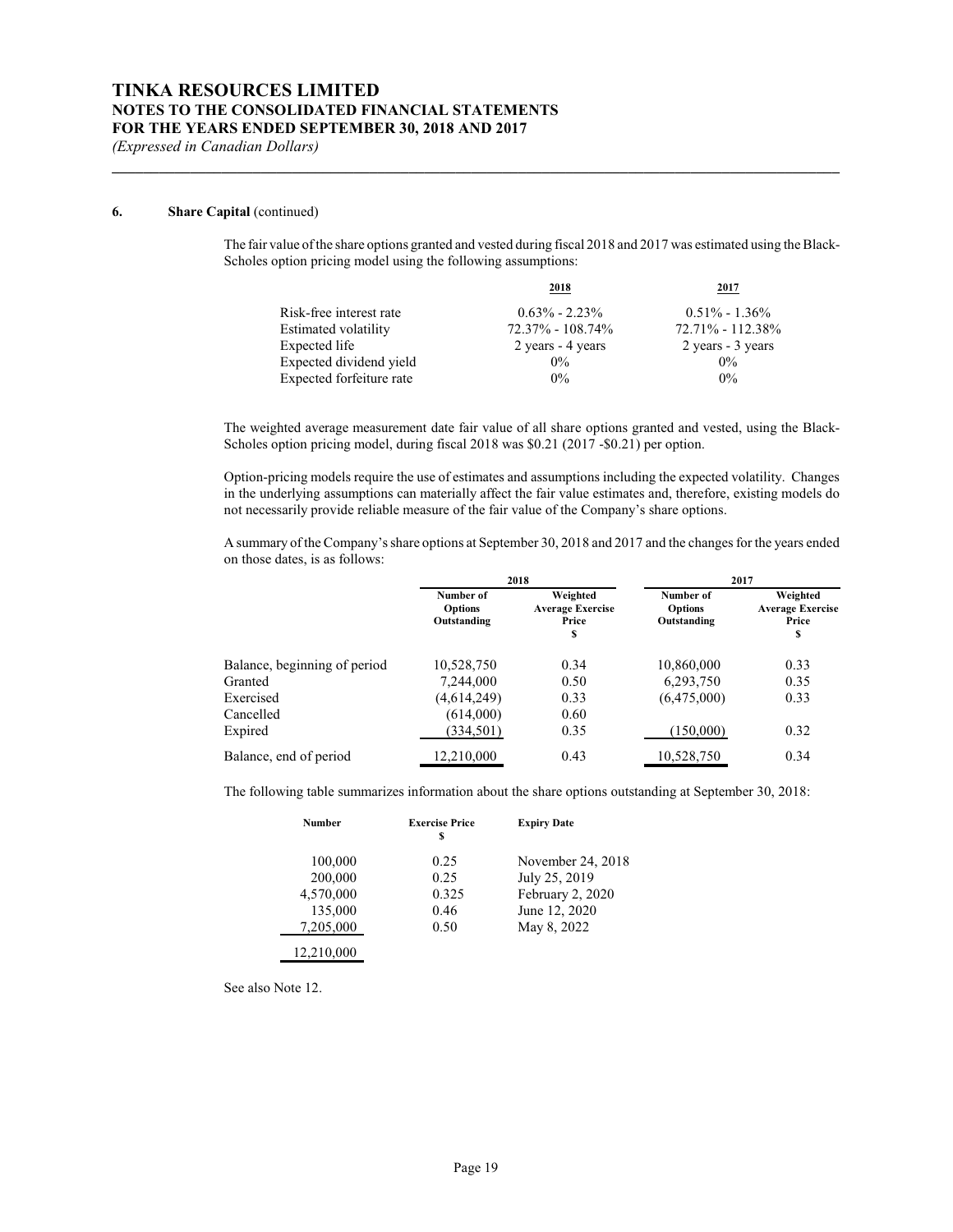**TINKA RESOURCES LIMITED**
**NOTES TO THE CONSOLIDATED FINANCIAL STATEMENTS**
**FOR THE YEARS ENDED SEPTEMBER 30, 2018 AND 2017**
*(Expressed in Canadian Dollars)*

**6. Share Capital** (continued)

The fair value of the share options granted and vested during fiscal 2018 and 2017 was estimated using the Black-Scholes option pricing model using the following assumptions:

| | 2018 | 2017 |
|---|---|---|
| Risk-free interest rate | 0.63% - 2.23% | 0.51% - 1.36% |
| Estimated volatility | 72.37% - 108.74% | 72.71% - 112.38% |
| Expected life | 2 years - 4 years | 2 years - 3 years |
| Expected dividend yield | 0% | 0% |
| Expected forfeiture rate | 0% | 0% |

The weighted average measurement date fair value of all share options granted and vested, using the Black-Scholes option pricing model, during fiscal 2018 was $0.21 (2017 -$0.21) per option.

Option-pricing models require the use of estimates and assumptions including the expected volatility. Changes in the underlying assumptions can materially affect the fair value estimates and, therefore, existing models do not necessarily provide reliable measure of the fair value of the Company's share options.

A summary of the Company's share options at September 30, 2018 and 2017 and the changes for the years ended on those dates, is as follows:

| | 2018 | | 2017 | |
|---|---|---|---|---|
| | Number of Options Outstanding | Weighted Average Exercise Price $ | Number of Options Outstanding | Weighted Average Exercise Price $ |
| Balance, beginning of period | 10,528,750 | 0.34 | 10,860,000 | 0.33 |
| Granted | 7,244,000 | 0.50 | 6,293,750 | 0.35 |
| Exercised | (4,614,249) | 0.33 | (6,475,000) | 0.33 |
| Cancelled | (614,000) | 0.60 | | |
| Expired | (334,501) | 0.35 | (150,000) | 0.32 |
| Balance, end of period | 12,210,000 | 0.43 | 10,528,750 | 0.34 |

The following table summarizes information about the share options outstanding at September 30, 2018:

| Number | Exercise Price $ | Expiry Date |
|---|---|---|
| 100,000 | 0.25 | November 24, 2018 |
| 200,000 | 0.25 | July 25, 2019 |
| 4,570,000 | 0.325 | February 2, 2020 |
| 135,000 | 0.46 | June 12, 2020 |
| 7,205,000 | 0.50 | May 8, 2022 |
| 12,210,000 | | |

See also Note 12.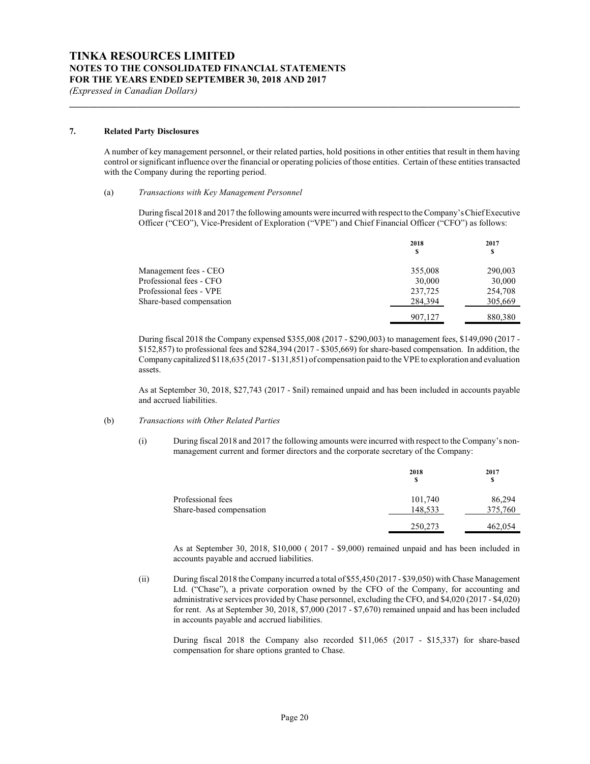# TINKA RESOURCES LIMITED
## NOTES TO THE CONSOLIDATED FINANCIAL STATEMENTS
## FOR THE YEARS ENDED SEPTEMBER 30, 2018 AND 2017
*(Expressed in Canadian Dollars)*

### 7. Related Party Disclosures

A number of key management personnel, or their related parties, hold positions in other entities that result in them having control or significant influence over the financial or operating policies of those entities. Certain of these entities transacted with the Company during the reporting period.

(a) *Transactions with Key Management Personnel*

During fiscal 2018 and 2017 the following amounts were incurred with respect to the Company's Chief Executive Officer ("CEO"), Vice-President of Exploration ("VPE") and Chief Financial Officer ("CFO") as follows:

| | 2018<br>$ | 2017<br>$ |
|---|---|---|
| Management fees - CEO | 355,008 | 290,003 |
| Professional fees - CFO | 30,000 | 30,000 |
| Professional fees - VPE | 237,725 | 254,708 |
| Share-based compensation | 284,394 | 305,669 |
| | 907,127 | 880,380 |

During fiscal 2018 the Company expensed $355,008 (2017 - $290,003) to management fees, $149,090 (2017 - $152,857) to professional fees and $284,394 (2017 - $305,669) for share-based compensation. In addition, the Company capitalized $118,635 (2017 - $131,851) of compensation paid to the VPE to exploration and evaluation assets.

As at September 30, 2018, $27,743 (2017 - $nil) remained unpaid and has been included in accounts payable and accrued liabilities.

(b) *Transactions with Other Related Parties*

(i) During fiscal 2018 and 2017 the following amounts were incurred with respect to the Company's non-management current and former directors and the corporate secretary of the Company:

| | 2018<br>$ | 2017<br>$ |
|---|---|---|
| Professional fees | 101,740 | 86,294 |
| Share-based compensation | 148,533 | 375,760 |
| | 250,273 | 462,054 |

As at September 30, 2018, $10,000 ( 2017 - $9,000) remained unpaid and has been included in accounts payable and accrued liabilities.

(ii) During fiscal 2018 the Company incurred a total of $55,450 (2017 - $39,050) with Chase Management Ltd. ("Chase"), a private corporation owned by the CFO of the Company, for accounting and administrative services provided by Chase personnel, excluding the CFO, and $4,020 (2017 - $4,020) for rent. As at September 30, 2018, $7,000 (2017 - $7,670) remained unpaid and has been included in accounts payable and accrued liabilities.

During fiscal 2018 the Company also recorded $11,065 (2017 - $15,337) for share-based compensation for share options granted to Chase.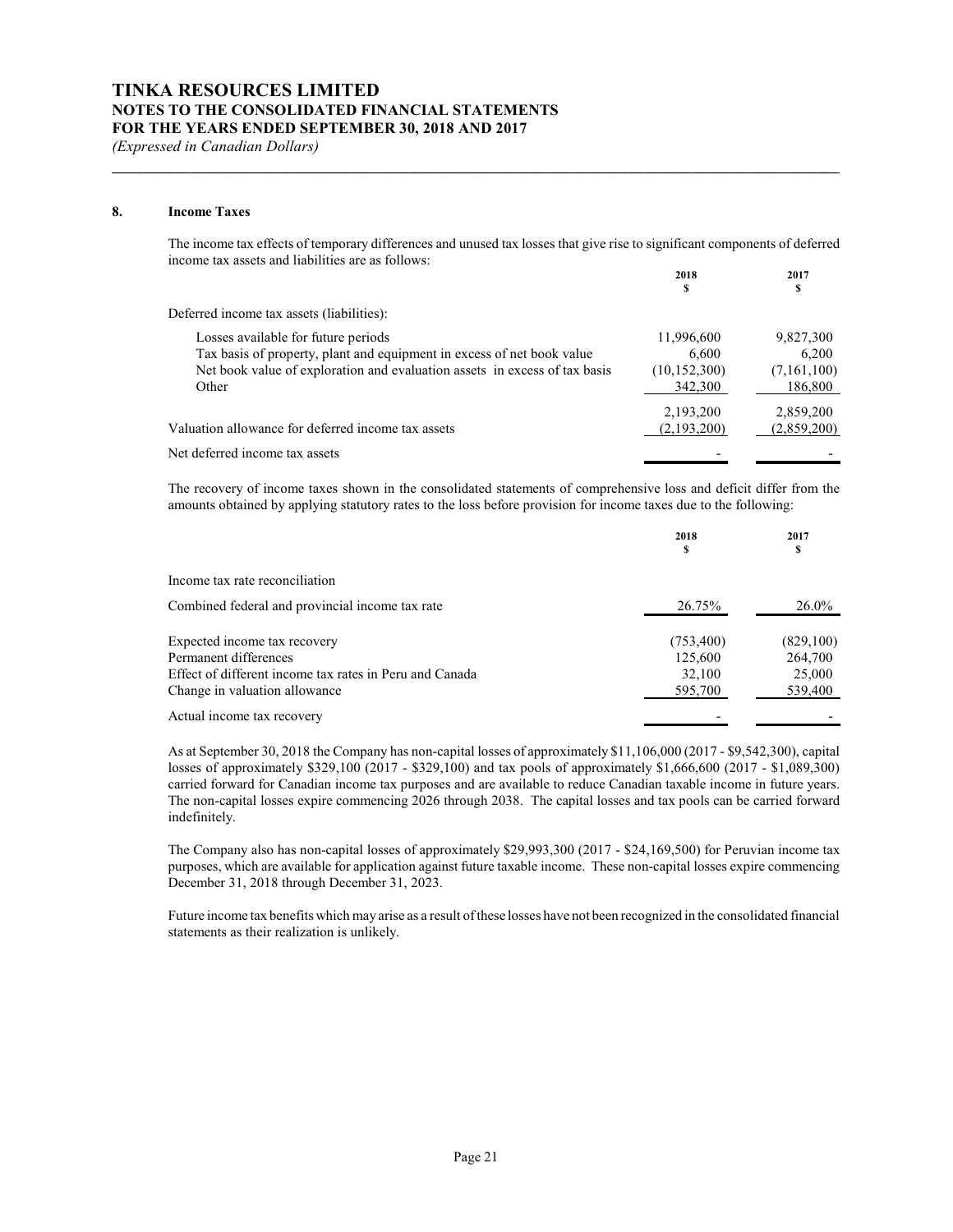# TINKA RESOURCES LIMITED
## NOTES TO THE CONSOLIDATED FINANCIAL STATEMENTS
## FOR THE YEARS ENDED SEPTEMBER 30, 2018 AND 2017
*(Expressed in Canadian Dollars)*

### 8. Income Taxes

The income tax effects of temporary differences and unused tax losses that give rise to significant components of deferred income tax assets and liabilities are as follows:

| | 2018 $ | 2017 $ |
|---|---|---|
| Deferred income tax assets (liabilities): | | |
| Losses available for future periods | 11,996,600 | 9,827,300 |
| Tax basis of property, plant and equipment in excess of net book value | 6,600 | 6,200 |
| Net book value of exploration and evaluation assets in excess of tax basis | (10,152,300) | (7,161,100) |
| Other | 342,300 | 186,800 |
| | 2,193,200 | 2,859,200 |
| Valuation allowance for deferred income tax assets | (2,193,200) | (2,859,200) |
| Net deferred income tax assets | - | - |

The recovery of income taxes shown in the consolidated statements of comprehensive loss and deficit differ from the amounts obtained by applying statutory rates to the loss before provision for income taxes due to the following:

| | 2018 $ | 2017 $ |
|---|---|---|
| Income tax rate reconciliation | | |
| Combined federal and provincial income tax rate | 26.75% | 26.0% |
| Expected income tax recovery | (753,400) | (829,100) |
| Permanent differences | 125,600 | 264,700 |
| Effect of different income tax rates in Peru and Canada | 32,100 | 25,000 |
| Change in valuation allowance | 595,700 | 539,400 |
| Actual income tax recovery | - | - |

As at September 30, 2018 the Company has non-capital losses of approximately $11,106,000 (2017 - $9,542,300), capital losses of approximately $329,100 (2017 - $329,100) and tax pools of approximately $1,666,600 (2017 - $1,089,300) carried forward for Canadian income tax purposes and are available to reduce Canadian taxable income in future years. The non-capital losses expire commencing 2026 through 2038. The capital losses and tax pools can be carried forward indefinitely.

The Company also has non-capital losses of approximately $29,993,300 (2017 - $24,169,500) for Peruvian income tax purposes, which are available for application against future taxable income. These non-capital losses expire commencing December 31, 2018 through December 31, 2023.

Future income tax benefits which may arise as a result of these losses have not been recognized in the consolidated financial statements as their realization is unlikely.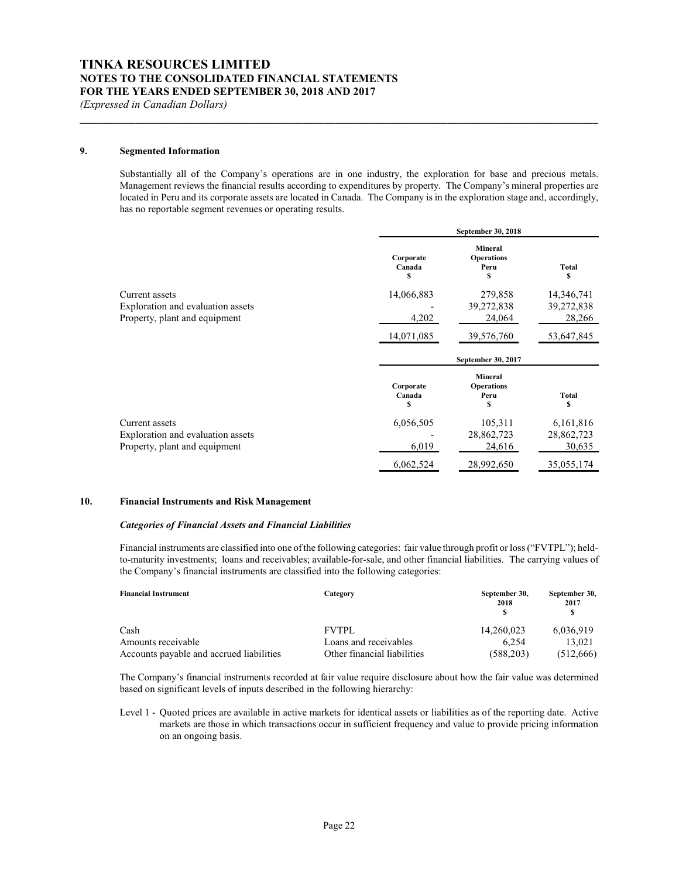## 9. Segmented Information

Substantially all of the Company's operations are in one industry, the exploration for base and precious metals. Management reviews the financial results according to expenditures by property. The Company's mineral properties are located in Peru and its corporate assets are located in Canada. The Company is in the exploration stage and, accordingly, has no reportable segment revenues or operating results.

| | September 30, 2018 | | |
|---|---|---|---|
| | Corporate Canada $ | Mineral Operations Peru $ | Total $ |
| Current assets | 14,066,883 | 279,858 | 14,346,741 |
| Exploration and evaluation assets | - | 39,272,838 | 39,272,838 |
| Property, plant and equipment | 4,202 | 24,064 | 28,266 |
| | 14,071,085 | 39,576,760 | 53,647,845 |

| | September 30, 2017 | | |
|---|---|---|---|
| | Corporate Canada $ | Mineral Operations Peru $ | Total $ |
| Current assets | 6,056,505 | 105,311 | 6,161,816 |
| Exploration and evaluation assets | - | 28,862,723 | 28,862,723 |
| Property, plant and equipment | 6,019 | 24,616 | 30,635 |
| | 6,062,524 | 28,992,650 | 35,055,174 |

## 10. Financial Instruments and Risk Management

### *Categories of Financial Assets and Financial Liabilities*

Financial instruments are classified into one of the following categories: fair value through profit or loss ("FVTPL"); held-to-maturity investments; loans and receivables; available-for-sale, and other financial liabilities. The carrying values of the Company's financial instruments are classified into the following categories:

| Financial Instrument | Category | September 30, 2018 $ | September 30, 2017 $ |
|---|---|---|---|
| Cash | FVTPL | 14,260,023 | 6,036,919 |
| Amounts receivable | Loans and receivables | 6,254 | 13,021 |
| Accounts payable and accrued liabilities | Other financial liabilities | (588,203) | (512,666) |

The Company's financial instruments recorded at fair value require disclosure about how the fair value was determined based on significant levels of inputs described in the following hierarchy:

Level 1 - Quoted prices are available in active markets for identical assets or liabilities as of the reporting date. Active markets are those in which transactions occur in sufficient frequency and value to provide pricing information on an ongoing basis.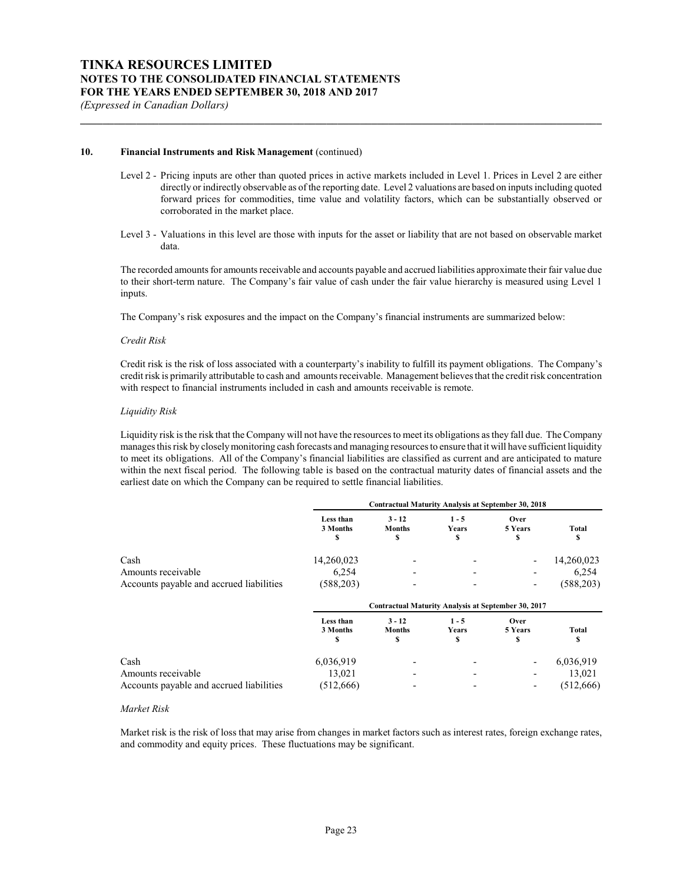## 10. Financial Instruments and Risk Management (continued)

Level 2 - Pricing inputs are other than quoted prices in active markets included in Level 1. Prices in Level 2 are either directly or indirectly observable as of the reporting date. Level 2 valuations are based on inputs including quoted forward prices for commodities, time value and volatility factors, which can be substantially observed or corroborated in the market place.

Level 3 - Valuations in this level are those with inputs for the asset or liability that are not based on observable market data.

The recorded amounts for amounts receivable and accounts payable and accrued liabilities approximate their fair value due to their short-term nature. The Company's fair value of cash under the fair value hierarchy is measured using Level 1 inputs.

The Company's risk exposures and the impact on the Company's financial instruments are summarized below:

*Credit Risk*

Credit risk is the risk of loss associated with a counterparty's inability to fulfill its payment obligations. The Company's credit risk is primarily attributable to cash and amounts receivable. Management believes that the credit risk concentration with respect to financial instruments included in cash and amounts receivable is remote.

*Liquidity Risk*

Liquidity risk is the risk that the Company will not have the resources to meet its obligations as they fall due. The Company manages this risk by closely monitoring cash forecasts and managing resources to ensure that it will have sufficient liquidity to meet its obligations. All of the Company's financial liabilities are classified as current and are anticipated to mature within the next fiscal period. The following table is based on the contractual maturity dates of financial assets and the earliest date on which the Company can be required to settle financial liabilities.

| | **Contractual Maturity Analysis at September 30, 2018** | | | | |
|---|---|---|---|---|---|
| | **Less than 3 Months $** | **3 - 12 Months $** | **1 - 5 Years $** | **Over 5 Years $** | **Total $** |
| Cash | 14,260,023 | - | - | - | 14,260,023 |
| Amounts receivable | 6,254 | - | - | - | 6,254 |
| Accounts payable and accrued liabilities | (588,203) | - | - | - | (588,203) |

| | **Contractual Maturity Analysis at September 30, 2017** | | | | |
|---|---|---|---|---|---|
| | **Less than 3 Months $** | **3 - 12 Months $** | **1 - 5 Years $** | **Over 5 Years $** | **Total $** |
| Cash | 6,036,919 | - | - | - | 6,036,919 |
| Amounts receivable | 13,021 | - | - | - | 13,021 |
| Accounts payable and accrued liabilities | (512,666) | - | - | - | (512,666) |

*Market Risk*

Market risk is the risk of loss that may arise from changes in market factors such as interest rates, foreign exchange rates, and commodity and equity prices. These fluctuations may be significant.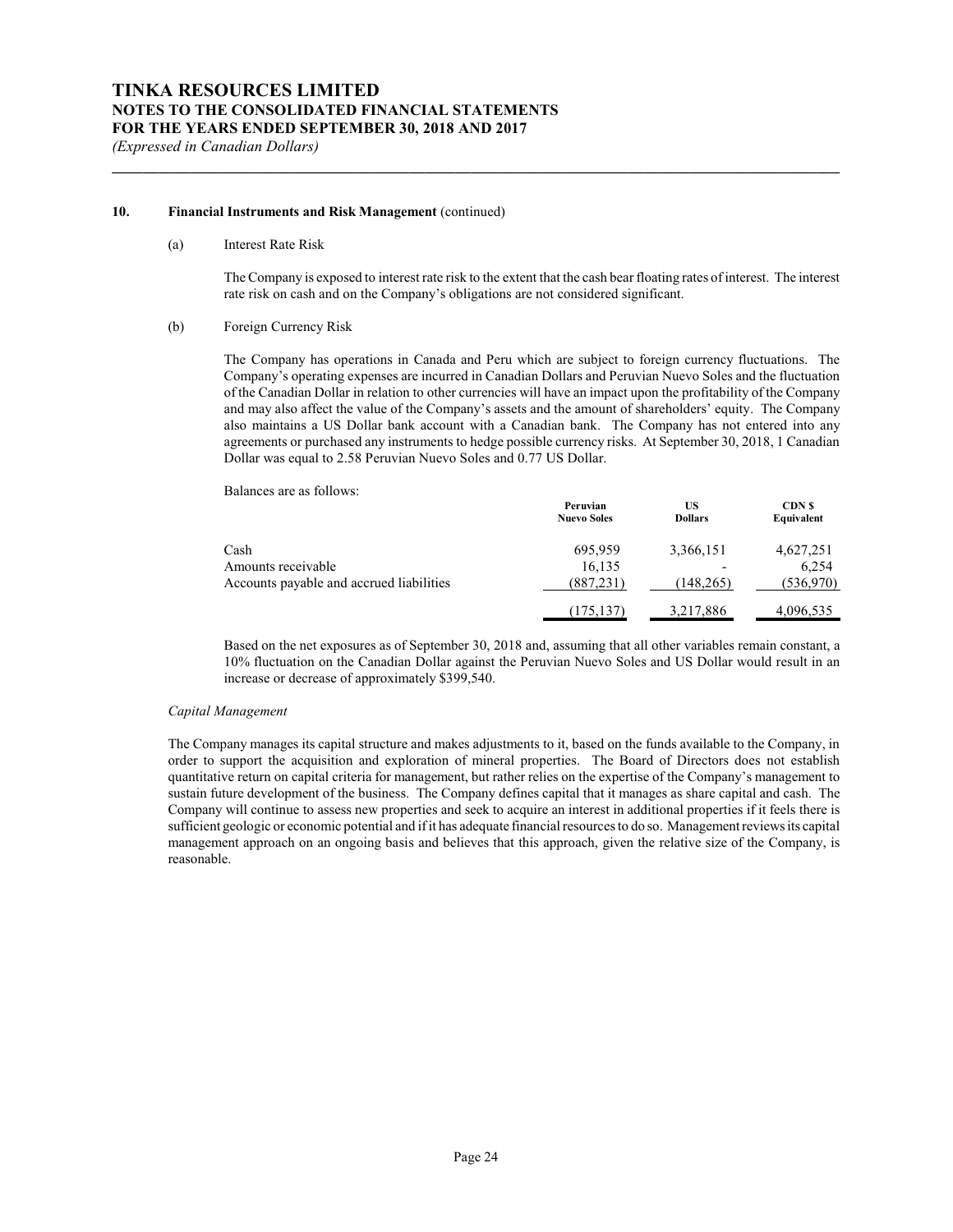## 10. Financial Instruments and Risk Management (continued)

(a) Interest Rate Risk

The Company is exposed to interest rate risk to the extent that the cash bear floating rates of interest. The interest rate risk on cash and on the Company's obligations are not considered significant.

(b) Foreign Currency Risk

The Company has operations in Canada and Peru which are subject to foreign currency fluctuations. The Company's operating expenses are incurred in Canadian Dollars and Peruvian Nuevo Soles and the fluctuation of the Canadian Dollar in relation to other currencies will have an impact upon the profitability of the Company and may also affect the value of the Company's assets and the amount of shareholders' equity. The Company also maintains a US Dollar bank account with a Canadian bank. The Company has not entered into any agreements or purchased any instruments to hedge possible currency risks. At September 30, 2018, 1 Canadian Dollar was equal to 2.58 Peruvian Nuevo Soles and 0.77 US Dollar.

Balances are as follows:

| | Peruvian Nuevo Soles | US Dollars | CDN $ Equivalent |
|---|---|---|---|
| Cash | 695,959 | 3,366,151 | 4,627,251 |
| Amounts receivable | 16,135 | - | 6,254 |
| Accounts payable and accrued liabilities | (887,231) | (148,265) | (536,970) |
| | (175,137) | 3,217,886 | 4,096,535 |

Based on the net exposures as of September 30, 2018 and, assuming that all other variables remain constant, a 10% fluctuation on the Canadian Dollar against the Peruvian Nuevo Soles and US Dollar would result in an increase or decrease of approximately $399,540.

*Capital Management*

The Company manages its capital structure and makes adjustments to it, based on the funds available to the Company, in order to support the acquisition and exploration of mineral properties. The Board of Directors does not establish quantitative return on capital criteria for management, but rather relies on the expertise of the Company's management to sustain future development of the business. The Company defines capital that it manages as share capital and cash. The Company will continue to assess new properties and seek to acquire an interest in additional properties if it feels there is sufficient geologic or economic potential and if it has adequate financial resources to do so. Management reviews its capital management approach on an ongoing basis and believes that this approach, given the relative size of the Company, is reasonable.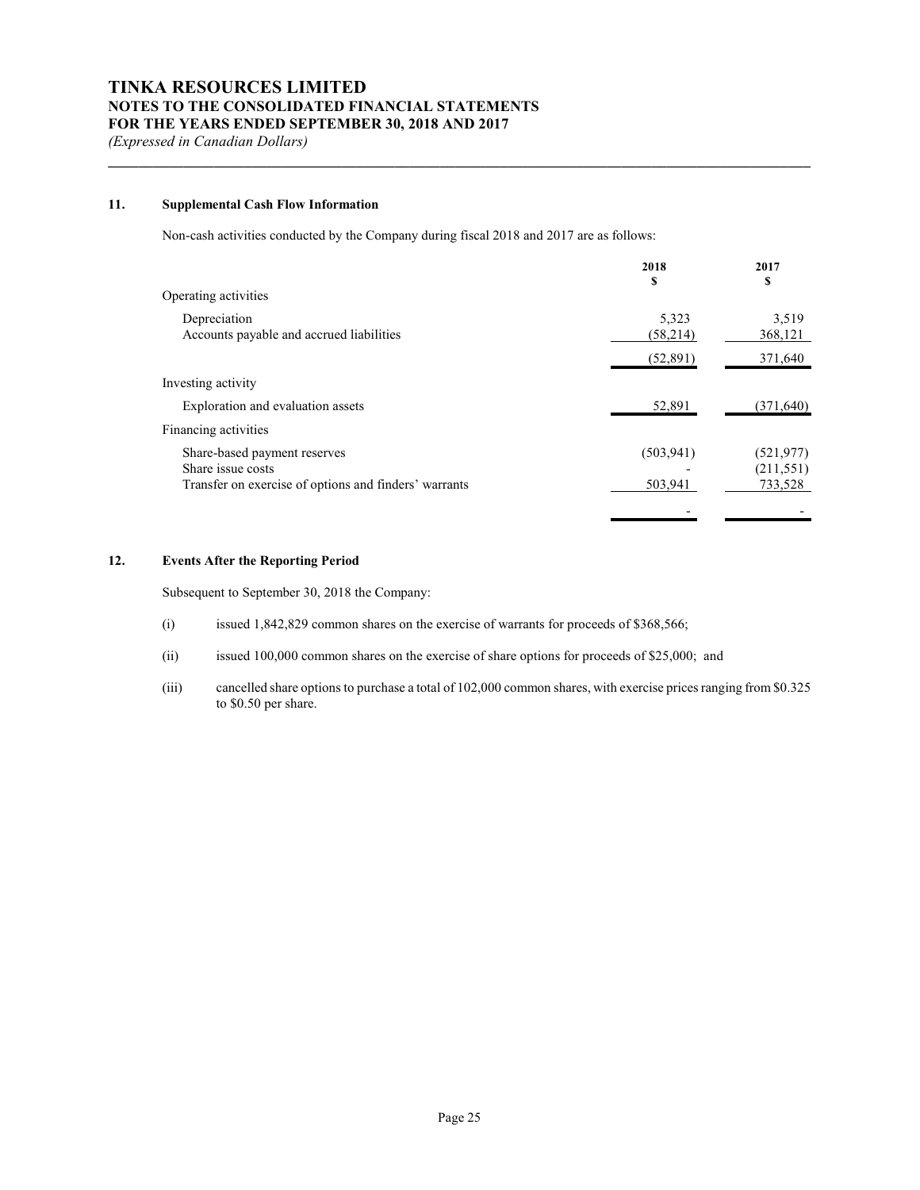# TINKA RESOURCES LIMITED
## NOTES TO THE CONSOLIDATED FINANCIAL STATEMENTS
## FOR THE YEARS ENDED SEPTEMBER 30, 2018 AND 2017
*(Expressed in Canadian Dollars)*

### 11. Supplemental Cash Flow Information

Non-cash activities conducted by the Company during fiscal 2018 and 2017 are as follows:

| | 2018<br>$ | 2017<br>$ |
|---|---|---|
| Operating activities | | |
| Depreciation | 5,323 | 3,519 |
| Accounts payable and accrued liabilities | (58,214) | 368,121 |
| | (52,891) | 371,640 |
| Investing activity | | |
| Exploration and evaluation assets | 52,891 | (371,640) |
| Financing activities | | |
| Share-based payment reserves | (503,941) | (521,977) |
| Share issue costs | - | (211,551) |
| Transfer on exercise of options and finders' warrants | 503,941 | 733,528 |
| | - | - |

### 12. Events After the Reporting Period

Subsequent to September 30, 2018 the Company:

(i) issued 1,842,829 common shares on the exercise of warrants for proceeds of $368,566;

(ii) issued 100,000 common shares on the exercise of share options for proceeds of $25,000; and

(iii) cancelled share options to purchase a total of 102,000 common shares, with exercise prices ranging from $0.325 to $0.50 per share.